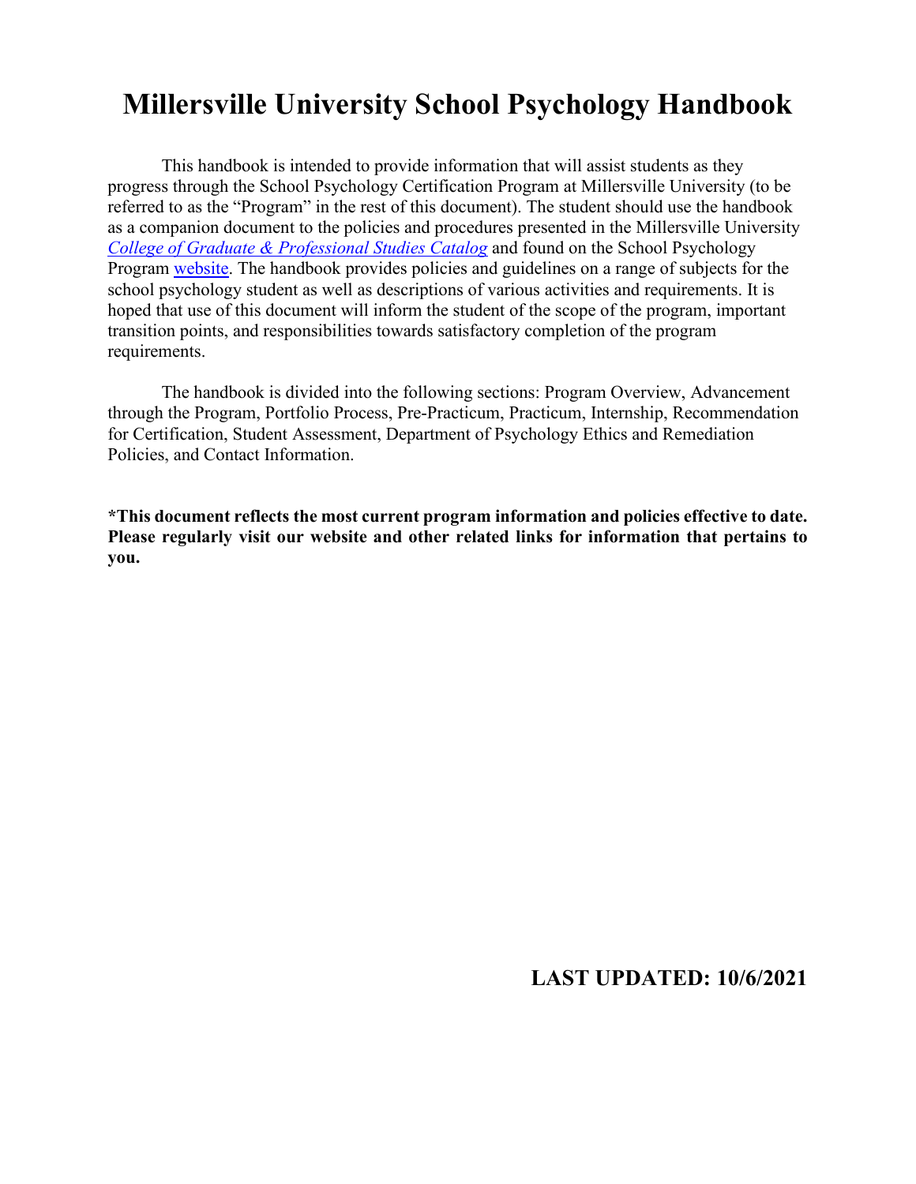# Millersville University School Psychology Handbook

This handbook is intended to provide information that will assist students as they progress through the School Psychology Certification Program at Millersville University (to be referred to as the "Program" in the rest of this document). The student should use the handbook as a companion document to the policies and procedures presented in the Millersville University *College of Graduate & Professional Studies Catalog* and found on the School Psychology Program website. The handbook provides policies and guidelines on a range of subjects for the school psychology student as well as descriptions of various activities and requirements. It is hoped that use of this document will inform the student of the scope of the program, important transition points, and responsibilities towards satisfactory completion of the program requirements.

The handbook is divided into the following sections: Program Overview, Advancement through the Program, Portfolio Process, Pre-Practicum, Practicum, Internship, Recommendation for Certification, Student Assessment, Department of Psychology Ethics and Remediation Policies, and Contact Information.

**\*This document reflects the most current program information and policies effective to date. Please regularly visit our website and other related links for information that pertains to you.**

**LAST UPDATED: 10/6/2021**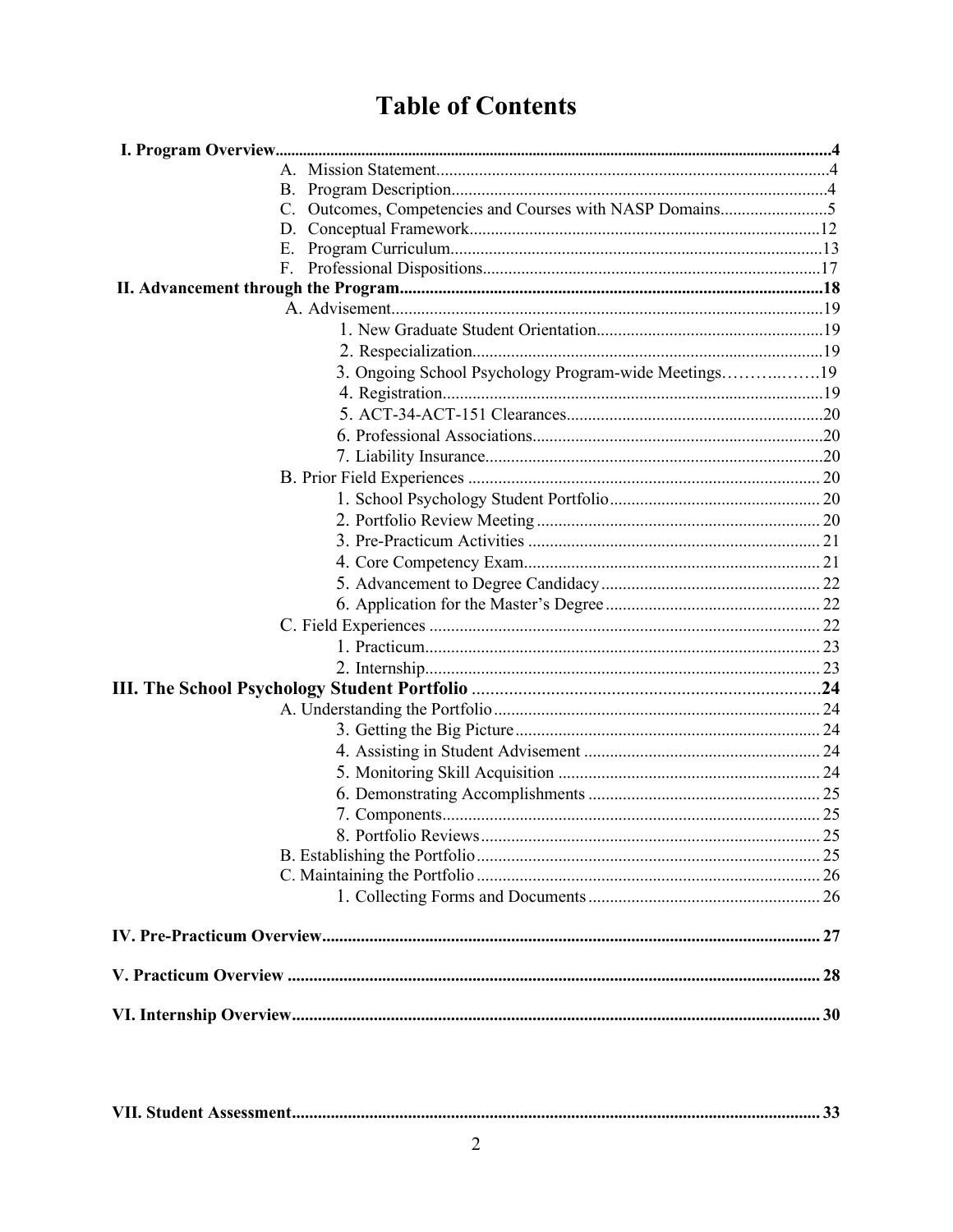# Table of Contents

**I. Program Overview** ..... 4
- A. Mission Statement ..... 4
- B. Program Description ..... 4
- C. Outcomes, Competencies and Courses with NASP Domains ..... 5
- D. Conceptual Framework ..... 12
- E. Program Curriculum ..... 13
- F. Professional Dispositions ..... 17

**II. Advancement through the Program** ..... 18
- A. Advisement ..... 19
  - 1. New Graduate Student Orientation ..... 19
  - 2. Respecialization ..... 19
  - 3. Ongoing School Psychology Program-wide Meetings ..... 19
  - 4. Registration ..... 19
  - 5. ACT-34-ACT-151 Clearances ..... 20
  - 6. Professional Associations ..... 20
  - 7. Liability Insurance ..... 20
- B. Prior Field Experiences ..... 20
  - 1. School Psychology Student Portfolio ..... 20
  - 2. Portfolio Review Meeting ..... 20
  - 3. Pre-Practicum Activities ..... 21
  - 4. Core Competency Exam ..... 21
  - 5. Advancement to Degree Candidacy ..... 22
  - 6. Application for the Master's Degree ..... 22
- C. Field Experiences ..... 22
  - 1. Practicum ..... 23
  - 2. Internship ..... 23

**III. The School Psychology Student Portfolio** ..... 24
- A. Understanding the Portfolio ..... 24
  - 3. Getting the Big Picture ..... 24
  - 4. Assisting in Student Advisement ..... 24
  - 5. Monitoring Skill Acquisition ..... 24
  - 6. Demonstrating Accomplishments ..... 25
  - 7. Components ..... 25
  - 8. Portfolio Reviews ..... 25
- B. Establishing the Portfolio ..... 25
- C. Maintaining the Portfolio ..... 26
  - 1. Collecting Forms and Documents ..... 26

**IV. Pre-Practicum Overview** ..... 27

**V. Practicum Overview** ..... 28

**VI. Internship Overview** ..... 30

**VII. Student Assessment** ..... 33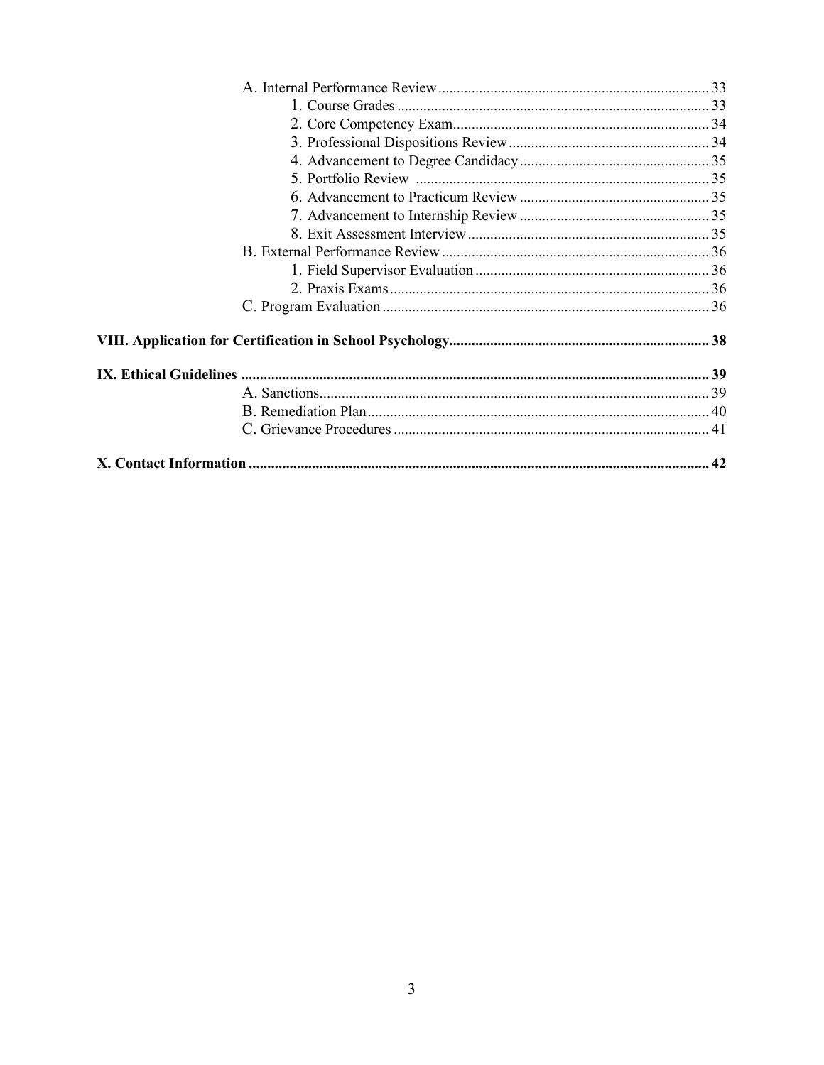A. Internal Performance Review ........................................................................ 33
- 1. Course Grades .................................................................................. 33
- 2. Core Competency Exam.................................................................... 34
- 3. Professional Dispositions Review...................................................... 34
- 4. Advancement to Degree Candidacy.................................................. 35
- 5. Portfolio Review .............................................................................. 35
- 6. Advancement to Practicum Review .................................................. 35
- 7. Advancement to Internship Review .................................................. 35
- 8. Exit Assessment Interview ................................................................ 35

B. External Performance Review ........................................................................ 36
- 1. Field Supervisor Evaluation .............................................................. 36
- 2. Praxis Exams..................................................................................... 36

C. Program Evaluation ....................................................................................... 36

**VIII. Application for Certification in School Psychology..................................................................... 38**

**IX. Ethical Guidelines ............................................................................................................................ 39**

A. Sanctions......................................................................................................... 39

B. Remediation Plan............................................................................................ 40

C. Grievance Procedures .................................................................................... 41

**X. Contact Information .......................................................................................................................... 42**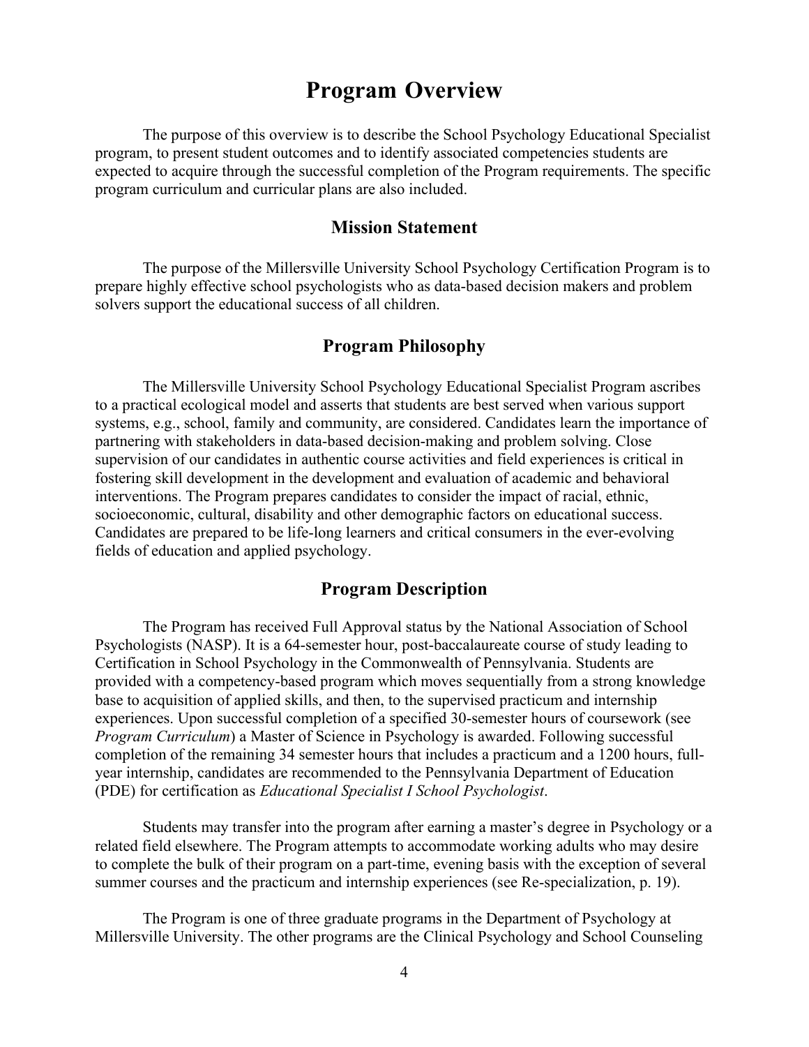# Program Overview

The purpose of this overview is to describe the School Psychology Educational Specialist program, to present student outcomes and to identify associated competencies students are expected to acquire through the successful completion of the Program requirements. The specific program curriculum and curricular plans are also included.

## Mission Statement

The purpose of the Millersville University School Psychology Certification Program is to prepare highly effective school psychologists who as data-based decision makers and problem solvers support the educational success of all children.

## Program Philosophy

The Millersville University School Psychology Educational Specialist Program ascribes to a practical ecological model and asserts that students are best served when various support systems, e.g., school, family and community, are considered. Candidates learn the importance of partnering with stakeholders in data-based decision-making and problem solving. Close supervision of our candidates in authentic course activities and field experiences is critical in fostering skill development in the development and evaluation of academic and behavioral interventions. The Program prepares candidates to consider the impact of racial, ethnic, socioeconomic, cultural, disability and other demographic factors on educational success. Candidates are prepared to be life-long learners and critical consumers in the ever-evolving fields of education and applied psychology.

## Program Description

The Program has received Full Approval status by the National Association of School Psychologists (NASP). It is a 64-semester hour, post-baccalaureate course of study leading to Certification in School Psychology in the Commonwealth of Pennsylvania. Students are provided with a competency-based program which moves sequentially from a strong knowledge base to acquisition of applied skills, and then, to the supervised practicum and internship experiences. Upon successful completion of a specified 30-semester hours of coursework (see *Program Curriculum*) a Master of Science in Psychology is awarded. Following successful completion of the remaining 34 semester hours that includes a practicum and a 1200 hours, full-year internship, candidates are recommended to the Pennsylvania Department of Education (PDE) for certification as *Educational Specialist I School Psychologist*.

Students may transfer into the program after earning a master's degree in Psychology or a related field elsewhere. The Program attempts to accommodate working adults who may desire to complete the bulk of their program on a part-time, evening basis with the exception of several summer courses and the practicum and internship experiences (see Re-specialization, p. 19).

The Program is one of three graduate programs in the Department of Psychology at Millersville University. The other programs are the Clinical Psychology and School Counseling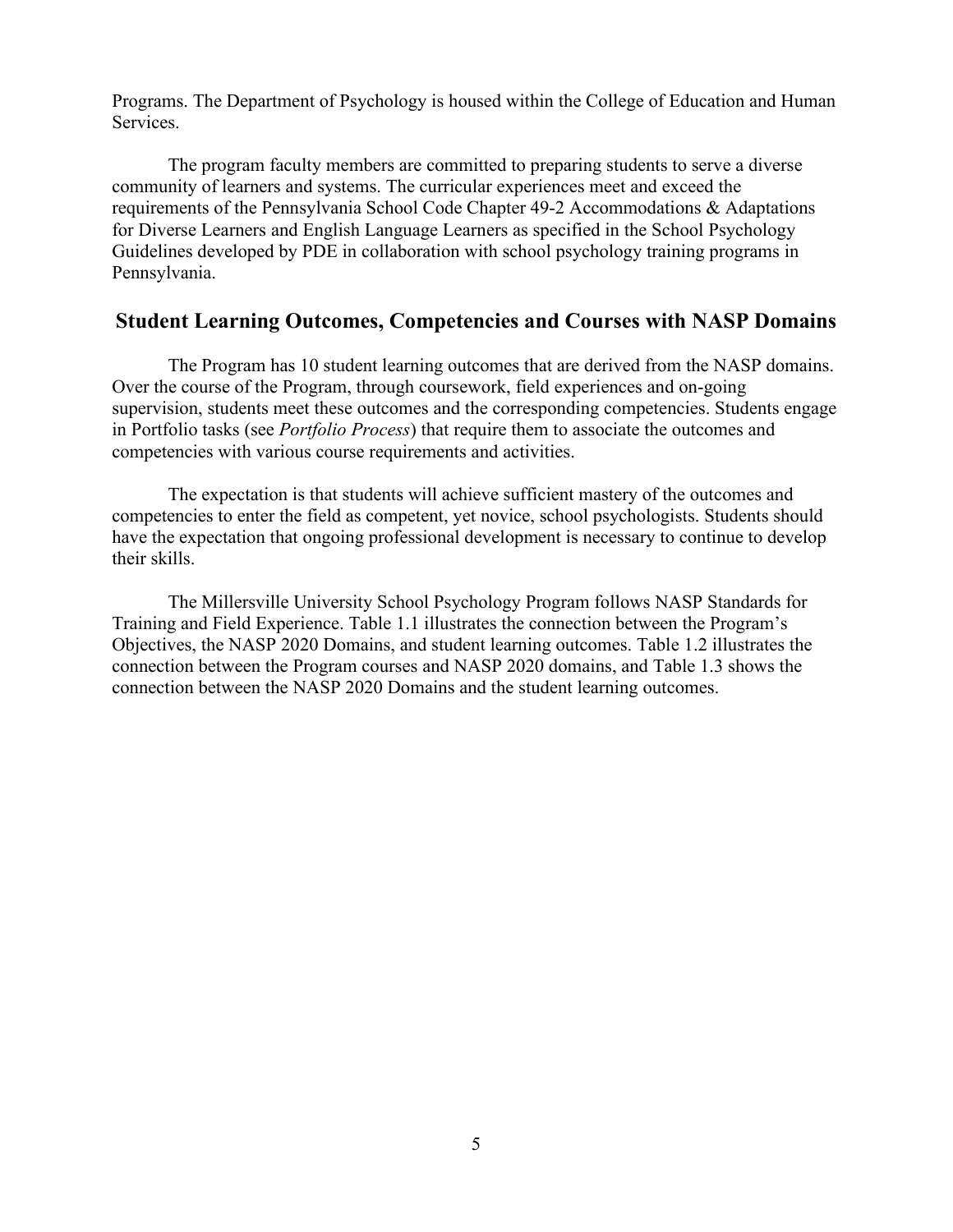Programs. The Department of Psychology is housed within the College of Education and Human Services.

The program faculty members are committed to preparing students to serve a diverse community of learners and systems. The curricular experiences meet and exceed the requirements of the Pennsylvania School Code Chapter 49-2 Accommodations & Adaptations for Diverse Learners and English Language Learners as specified in the School Psychology Guidelines developed by PDE in collaboration with school psychology training programs in Pennsylvania.

## Student Learning Outcomes, Competencies and Courses with NASP Domains

The Program has 10 student learning outcomes that are derived from the NASP domains. Over the course of the Program, through coursework, field experiences and on-going supervision, students meet these outcomes and the corresponding competencies. Students engage in Portfolio tasks (see *Portfolio Process*) that require them to associate the outcomes and competencies with various course requirements and activities.

The expectation is that students will achieve sufficient mastery of the outcomes and competencies to enter the field as competent, yet novice, school psychologists. Students should have the expectation that ongoing professional development is necessary to continue to develop their skills.

The Millersville University School Psychology Program follows NASP Standards for Training and Field Experience. Table 1.1 illustrates the connection between the Program's Objectives, the NASP 2020 Domains, and student learning outcomes. Table 1.2 illustrates the connection between the Program courses and NASP 2020 domains, and Table 1.3 shows the connection between the NASP 2020 Domains and the student learning outcomes.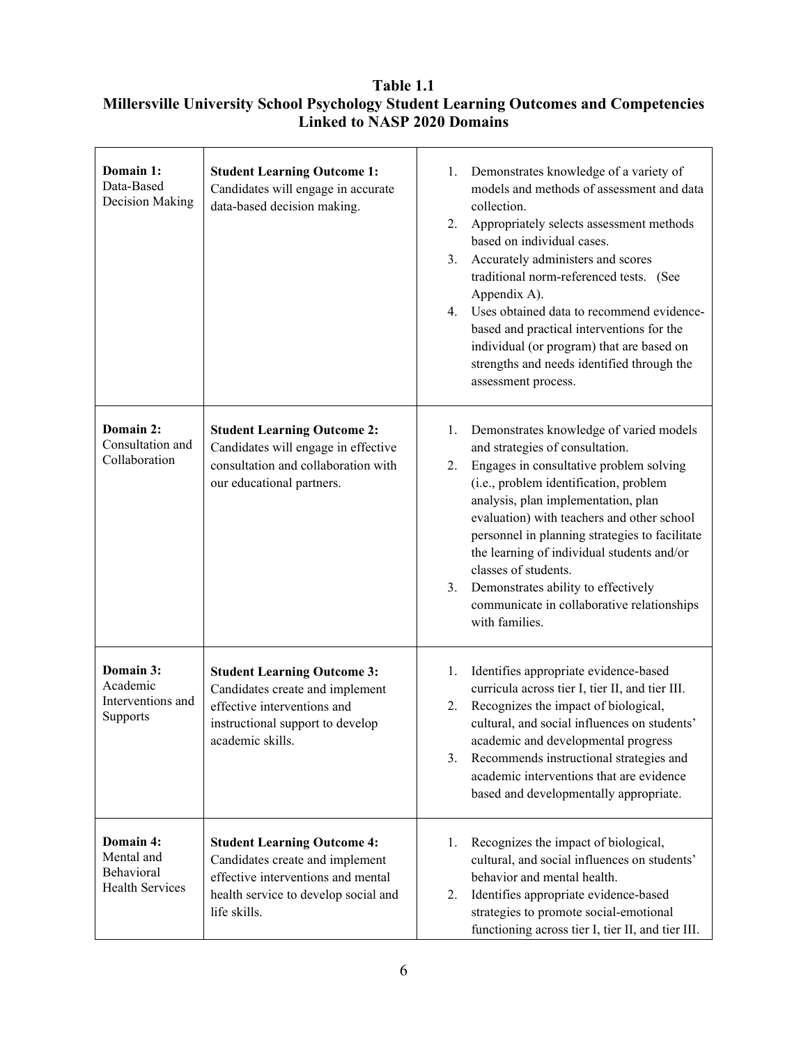**Table 1.1**
**Millersville University School Psychology Student Learning Outcomes and Competencies Linked to NASP 2020 Domains**

| | | |
|---|---|---|
| **Domain 1:** Data-Based Decision Making | **Student Learning Outcome 1:** Candidates will engage in accurate data-based decision making. | 1. Demonstrates knowledge of a variety of models and methods of assessment and data collection.<br>2. Appropriately selects assessment methods based on individual cases.<br>3. Accurately administers and scores traditional norm-referenced tests. (See Appendix A).<br>4. Uses obtained data to recommend evidence-based and practical interventions for the individual (or program) that are based on strengths and needs identified through the assessment process. |
| **Domain 2:** Consultation and Collaboration | **Student Learning Outcome 2:** Candidates will engage in effective consultation and collaboration with our educational partners. | 1. Demonstrates knowledge of varied models and strategies of consultation.<br>2. Engages in consultative problem solving (i.e., problem identification, problem analysis, plan implementation, plan evaluation) with teachers and other school personnel in planning strategies to facilitate the learning of individual students and/or classes of students.<br>3. Demonstrates ability to effectively communicate in collaborative relationships with families. |
| **Domain 3:** Academic Interventions and Supports | **Student Learning Outcome 3:** Candidates create and implement effective interventions and instructional support to develop academic skills. | 1. Identifies appropriate evidence-based curricula across tier I, tier II, and tier III.<br>2. Recognizes the impact of biological, cultural, and social influences on students' academic and developmental progress<br>3. Recommends instructional strategies and academic interventions that are evidence based and developmentally appropriate. |
| **Domain 4:** Mental and Behavioral Health Services | **Student Learning Outcome 4:** Candidates create and implement effective interventions and mental health service to develop social and life skills. | 1. Recognizes the impact of biological, cultural, and social influences on students' behavior and mental health.<br>2. Identifies appropriate evidence-based strategies to promote social-emotional functioning across tier I, tier II, and tier III. |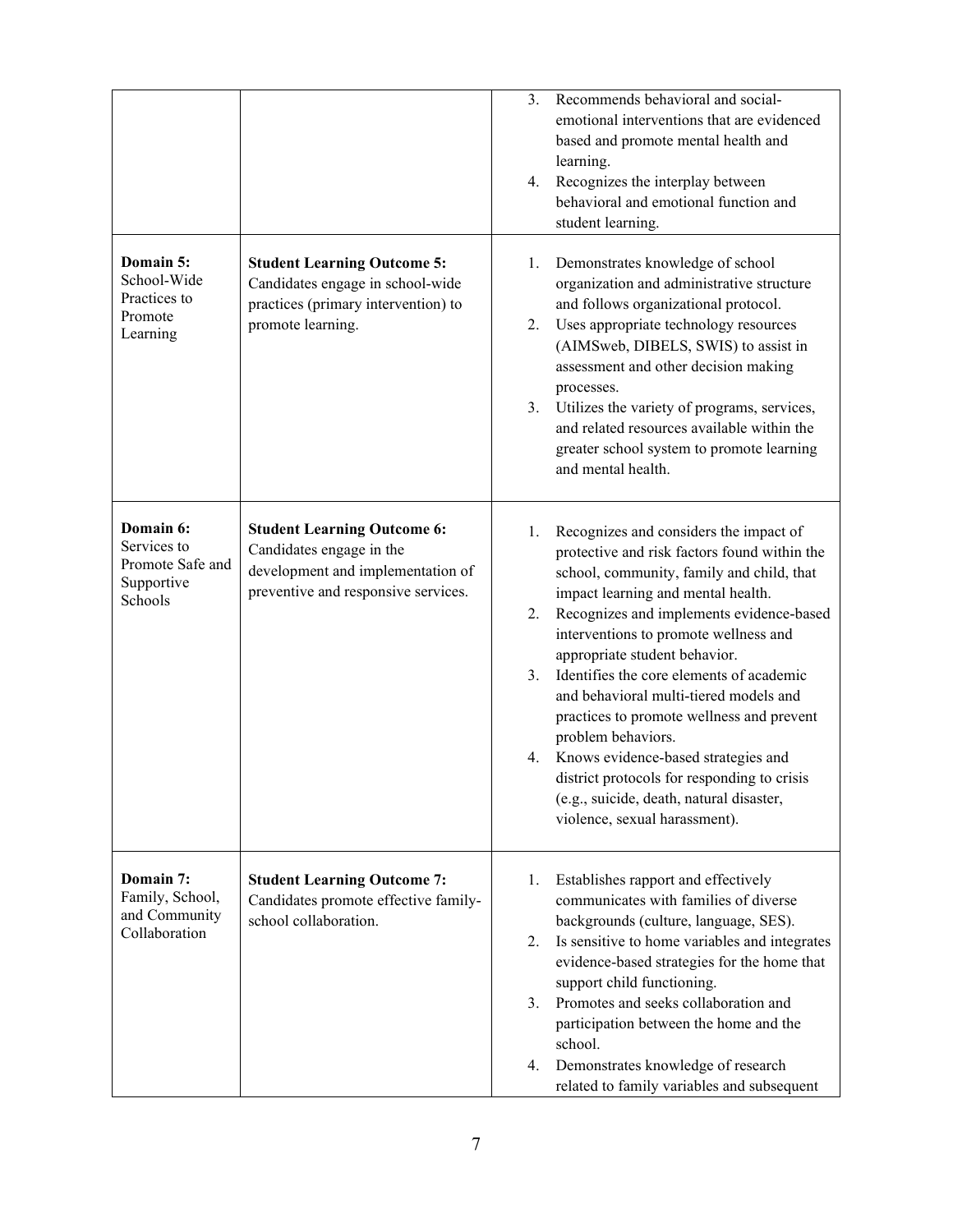| | | |
|---|---|---|
| | | 3. Recommends behavioral and social-emotional interventions that are evidenced based and promote mental health and learning.<br>4. Recognizes the interplay between behavioral and emotional function and student learning. |
| **Domain 5:** School-Wide Practices to Promote Learning | **Student Learning Outcome 5:** Candidates engage in school-wide practices (primary intervention) to promote learning. | 1. Demonstrates knowledge of school organization and administrative structure and follows organizational protocol.<br>2. Uses appropriate technology resources (AIMSweb, DIBELS, SWIS) to assist in assessment and other decision making processes.<br>3. Utilizes the variety of programs, services, and related resources available within the greater school system to promote learning and mental health. |
| **Domain 6:** Services to Promote Safe and Supportive Schools | **Student Learning Outcome 6:** Candidates engage in the development and implementation of preventive and responsive services. | 1. Recognizes and considers the impact of protective and risk factors found within the school, community, family and child, that impact learning and mental health.<br>2. Recognizes and implements evidence-based interventions to promote wellness and appropriate student behavior.<br>3. Identifies the core elements of academic and behavioral multi-tiered models and practices to promote wellness and prevent problem behaviors.<br>4. Knows evidence-based strategies and district protocols for responding to crisis (e.g., suicide, death, natural disaster, violence, sexual harassment). |
| **Domain 7:** Family, School, and Community Collaboration | **Student Learning Outcome 7:** Candidates promote effective family-school collaboration. | 1. Establishes rapport and effectively communicates with families of diverse backgrounds (culture, language, SES).<br>2. Is sensitive to home variables and integrates evidence-based strategies for the home that support child functioning.<br>3. Promotes and seeks collaboration and participation between the home and the school.<br>4. Demonstrates knowledge of research related to family variables and subsequent |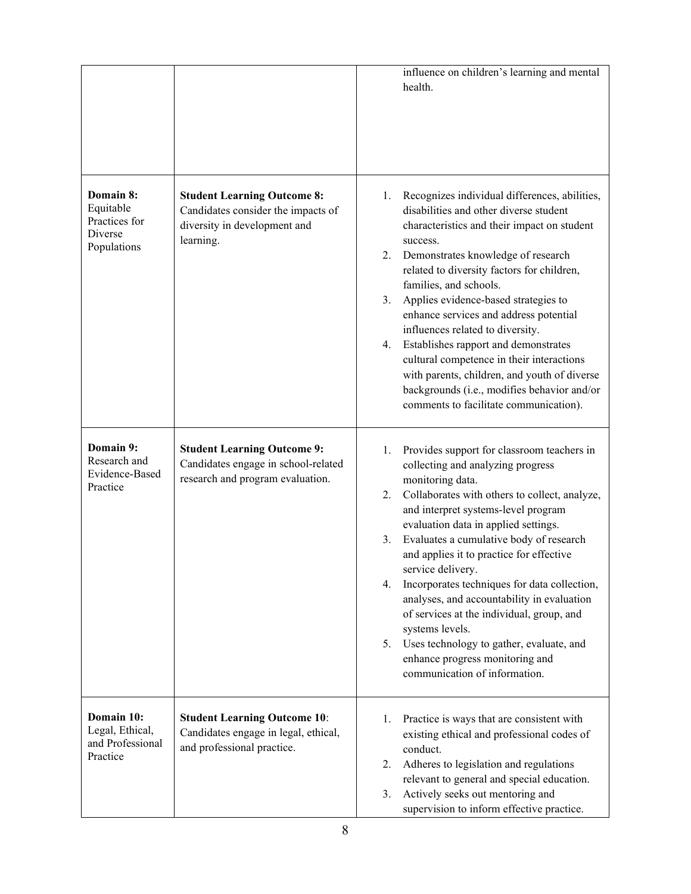| | | |
|---|---|---|
| | | influence on children's learning and mental health. |
| **Domain 8:** Equitable Practices for Diverse Populations | **Student Learning Outcome 8:** Candidates consider the impacts of diversity in development and learning. | 1. Recognizes individual differences, abilities, disabilities and other diverse student characteristics and their impact on student success.<br>2. Demonstrates knowledge of research related to diversity factors for children, families, and schools.<br>3. Applies evidence-based strategies to enhance services and address potential influences related to diversity.<br>4. Establishes rapport and demonstrates cultural competence in their interactions with parents, children, and youth of diverse backgrounds (i.e., modifies behavior and/or comments to facilitate communication). |
| **Domain 9:** Research and Evidence-Based Practice | **Student Learning Outcome 9:** Candidates engage in school-related research and program evaluation. | 1. Provides support for classroom teachers in collecting and analyzing progress monitoring data.<br>2. Collaborates with others to collect, analyze, and interpret systems-level program evaluation data in applied settings.<br>3. Evaluates a cumulative body of research and applies it to practice for effective service delivery.<br>4. Incorporates techniques for data collection, analyses, and accountability in evaluation of services at the individual, group, and systems levels.<br>5. Uses technology to gather, evaluate, and enhance progress monitoring and communication of information. |
| **Domain 10:** Legal, Ethical, and Professional Practice | **Student Learning Outcome 10**: Candidates engage in legal, ethical, and professional practice. | 1. Practice is ways that are consistent with existing ethical and professional codes of conduct.<br>2. Adheres to legislation and regulations relevant to general and special education.<br>3. Actively seeks out mentoring and supervision to inform effective practice. |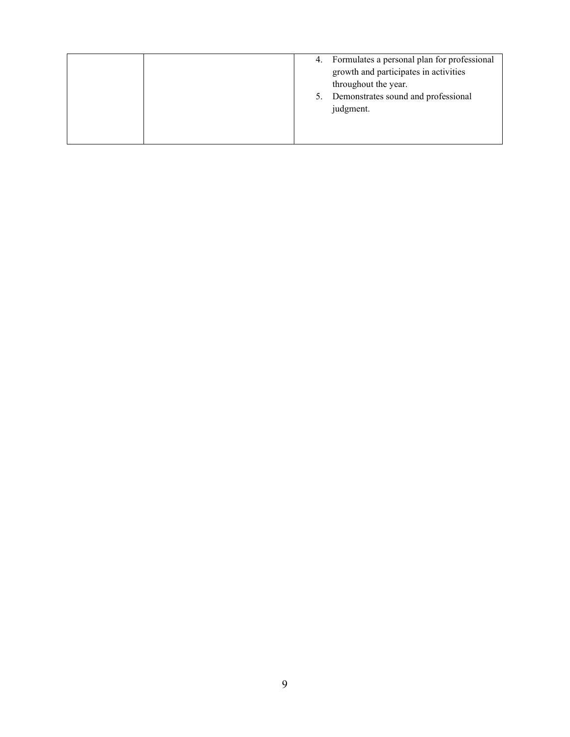|  |  | 4. Formulates a personal plan for professional growth and participates in activities throughout the year.<br>5. Demonstrates sound and professional judgment. |
|---|---|---|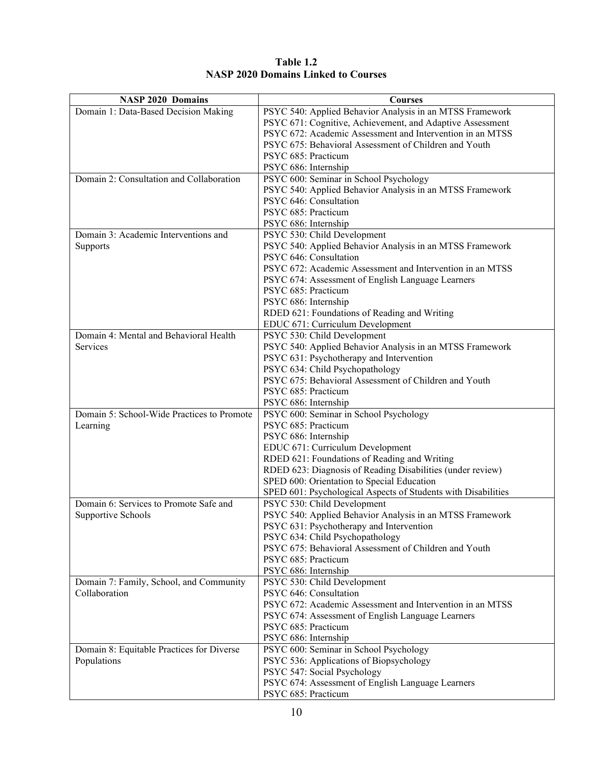**Table 1.2**
**NASP 2020 Domains Linked to Courses**

| NASP 2020 Domains | Courses |
|---|---|
| Domain 1: Data-Based Decision Making | PSYC 540: Applied Behavior Analysis in an MTSS Framework<br>PSYC 671: Cognitive, Achievement, and Adaptive Assessment<br>PSYC 672: Academic Assessment and Intervention in an MTSS<br>PSYC 675: Behavioral Assessment of Children and Youth<br>PSYC 685: Practicum<br>PSYC 686: Internship |
| Domain 2: Consultation and Collaboration | PSYC 600: Seminar in School Psychology<br>PSYC 540: Applied Behavior Analysis in an MTSS Framework<br>PSYC 646: Consultation<br>PSYC 685: Practicum<br>PSYC 686: Internship |
| Domain 3: Academic Interventions and Supports | PSYC 530: Child Development<br>PSYC 540: Applied Behavior Analysis in an MTSS Framework<br>PSYC 646: Consultation<br>PSYC 672: Academic Assessment and Intervention in an MTSS<br>PSYC 674: Assessment of English Language Learners<br>PSYC 685: Practicum<br>PSYC 686: Internship<br>RDED 621: Foundations of Reading and Writing<br>EDUC 671: Curriculum Development |
| Domain 4: Mental and Behavioral Health Services | PSYC 530: Child Development<br>PSYC 540: Applied Behavior Analysis in an MTSS Framework<br>PSYC 631: Psychotherapy and Intervention<br>PSYC 634: Child Psychopathology<br>PSYC 675: Behavioral Assessment of Children and Youth<br>PSYC 685: Practicum<br>PSYC 686: Internship |
| Domain 5: School-Wide Practices to Promote Learning | PSYC 600: Seminar in School Psychology<br>PSYC 685: Practicum<br>PSYC 686: Internship<br>EDUC 671: Curriculum Development<br>RDED 621: Foundations of Reading and Writing<br>RDED 623: Diagnosis of Reading Disabilities (under review)<br>SPED 600: Orientation to Special Education<br>SPED 601: Psychological Aspects of Students with Disabilities |
| Domain 6: Services to Promote Safe and Supportive Schools | PSYC 530: Child Development<br>PSYC 540: Applied Behavior Analysis in an MTSS Framework<br>PSYC 631: Psychotherapy and Intervention<br>PSYC 634: Child Psychopathology<br>PSYC 675: Behavioral Assessment of Children and Youth<br>PSYC 685: Practicum<br>PSYC 686: Internship |
| Domain 7: Family, School, and Community Collaboration | PSYC 530: Child Development<br>PSYC 646: Consultation<br>PSYC 672: Academic Assessment and Intervention in an MTSS<br>PSYC 674: Assessment of English Language Learners<br>PSYC 685: Practicum<br>PSYC 686: Internship |
| Domain 8: Equitable Practices for Diverse Populations | PSYC 600: Seminar in School Psychology<br>PSYC 536: Applications of Biopsychology<br>PSYC 547: Social Psychology<br>PSYC 674: Assessment of English Language Learners<br>PSYC 685: Practicum |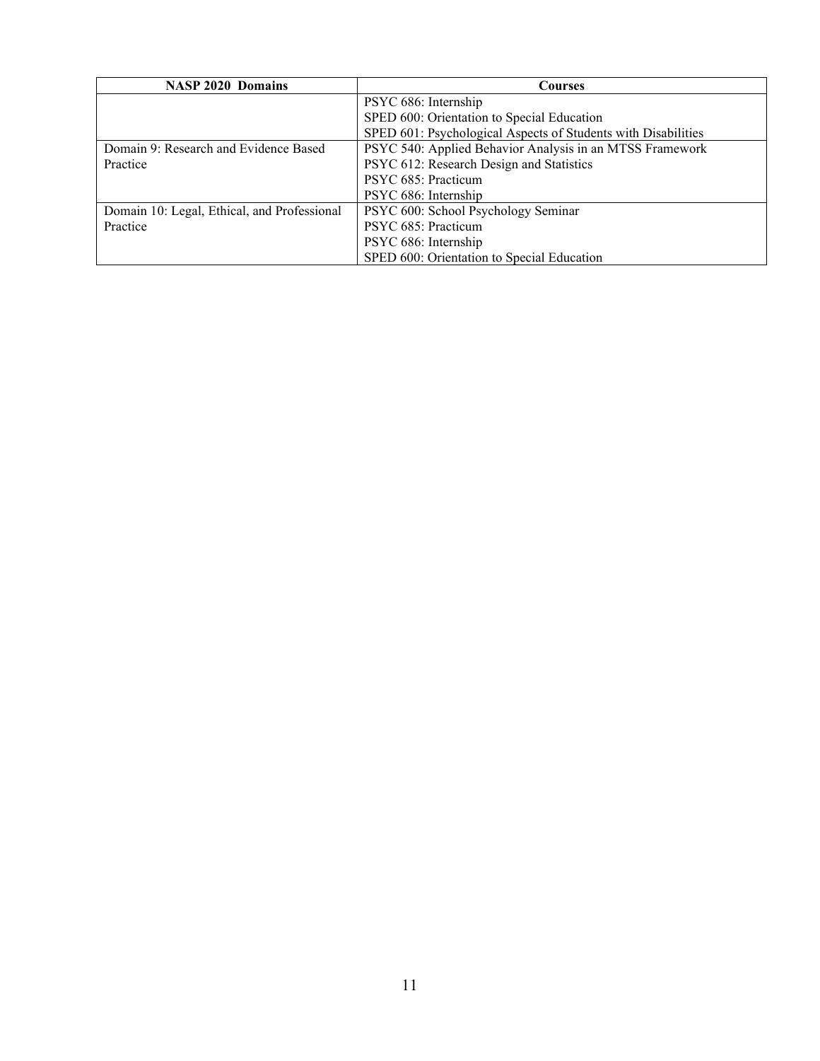| NASP 2020 Domains | Courses |
|---|---|
| | PSYC 686: Internship<br>SPED 600: Orientation to Special Education<br>SPED 601: Psychological Aspects of Students with Disabilities |
| Domain 9: Research and Evidence Based Practice | PSYC 540: Applied Behavior Analysis in an MTSS Framework<br>PSYC 612: Research Design and Statistics<br>PSYC 685: Practicum<br>PSYC 686: Internship |
| Domain 10: Legal, Ethical, and Professional Practice | PSYC 600: School Psychology Seminar<br>PSYC 685: Practicum<br>PSYC 686: Internship<br>SPED 600: Orientation to Special Education |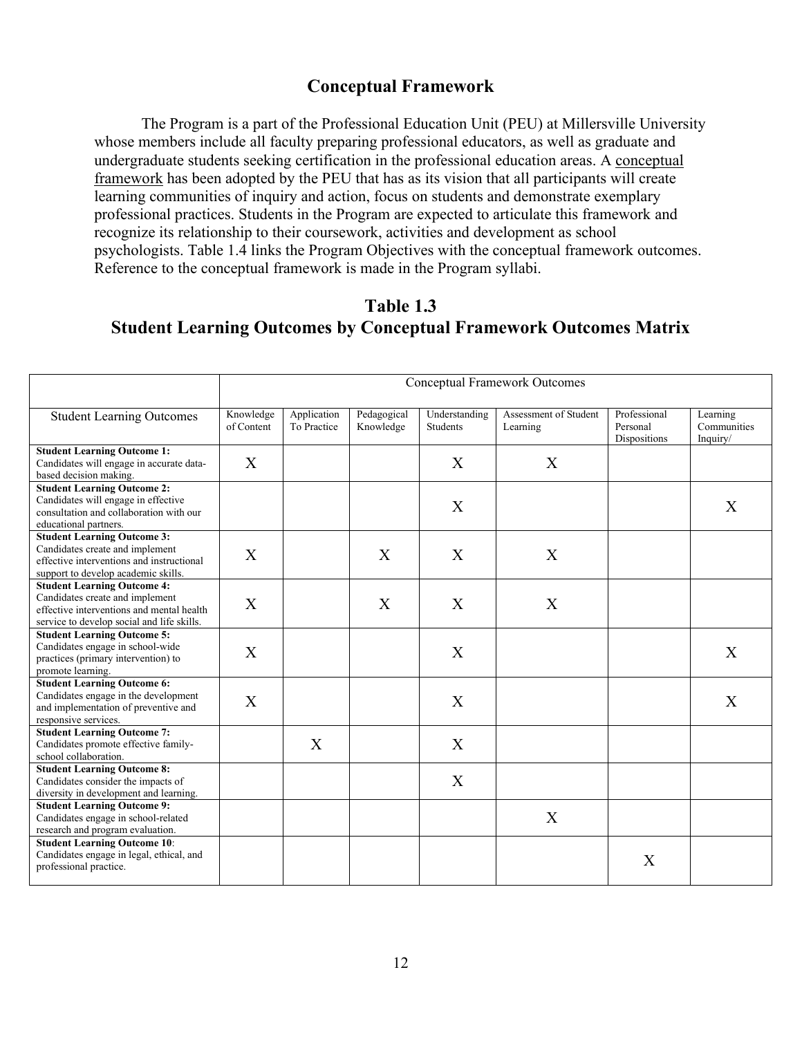## Conceptual Framework

The Program is a part of the Professional Education Unit (PEU) at Millersville University whose members include all faculty preparing professional educators, as well as graduate and undergraduate students seeking certification in the professional education areas. A conceptual framework has been adopted by the PEU that has as its vision that all participants will create learning communities of inquiry and action, focus on students and demonstrate exemplary professional practices. Students in the Program are expected to articulate this framework and recognize its relationship to their coursework, activities and development as school psychologists. Table 1.4 links the Program Objectives with the conceptual framework outcomes. Reference to the conceptual framework is made in the Program syllabi.

## Table 1.3
## Student Learning Outcomes by Conceptual Framework Outcomes Matrix

| | Conceptual Framework Outcomes | | | | | | |
|---|---|---|---|---|---|---|---|
| Student Learning Outcomes | Knowledge of Content | Application To Practice | Pedagogical Knowledge | Understanding Students | Assessment of Student Learning | Professional Personal Dispositions | Learning Communities Inquiry/ |
| **Student Learning Outcome 1:** Candidates will engage in accurate data-based decision making. | X | | | X | X | | |
| **Student Learning Outcome 2:** Candidates will engage in effective consultation and collaboration with our educational partners. | | | | X | | | X |
| **Student Learning Outcome 3:** Candidates create and implement effective interventions and instructional support to develop academic skills. | X | | X | X | X | | |
| **Student Learning Outcome 4:** Candidates create and implement effective interventions and mental health service to develop social and life skills. | X | | X | X | X | | |
| **Student Learning Outcome 5:** Candidates engage in school-wide practices (primary intervention) to promote learning. | X | | | X | | | X |
| **Student Learning Outcome 6:** Candidates engage in the development and implementation of preventive and responsive services. | X | | | X | | | X |
| **Student Learning Outcome 7:** Candidates promote effective family-school collaboration. | | X | | X | | | |
| **Student Learning Outcome 8:** Candidates consider the impacts of diversity in development and learning. | | | | X | | | |
| **Student Learning Outcome 9:** Candidates engage in school-related research and program evaluation. | | | | | X | | |
| **Student Learning Outcome 10**: Candidates engage in legal, ethical, and professional practice. | | | | | | X | |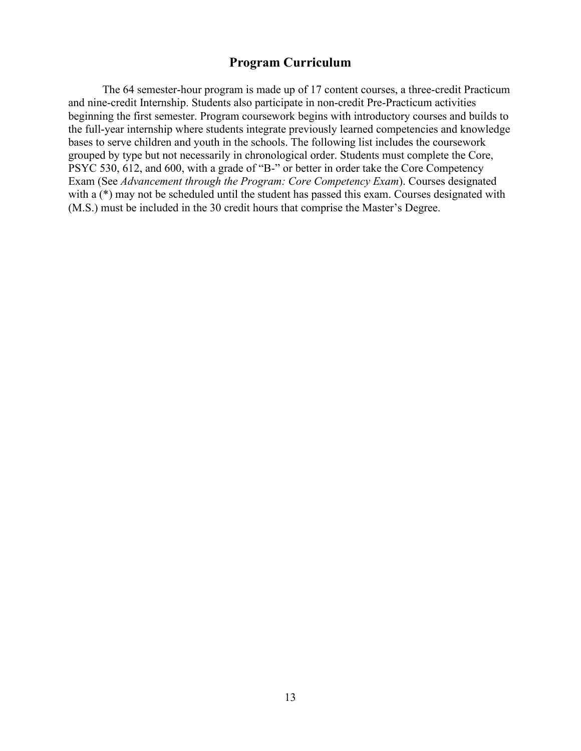## Program Curriculum

The 64 semester-hour program is made up of 17 content courses, a three-credit Practicum and nine-credit Internship. Students also participate in non-credit Pre-Practicum activities beginning the first semester. Program coursework begins with introductory courses and builds to the full-year internship where students integrate previously learned competencies and knowledge bases to serve children and youth in the schools. The following list includes the coursework grouped by type but not necessarily in chronological order. Students must complete the Core, PSYC 530, 612, and 600, with a grade of "B-" or better in order take the Core Competency Exam (See *Advancement through the Program: Core Competency Exam*). Courses designated with a (*) may not be scheduled until the student has passed this exam. Courses designated with (M.S.) must be included in the 30 credit hours that comprise the Master's Degree.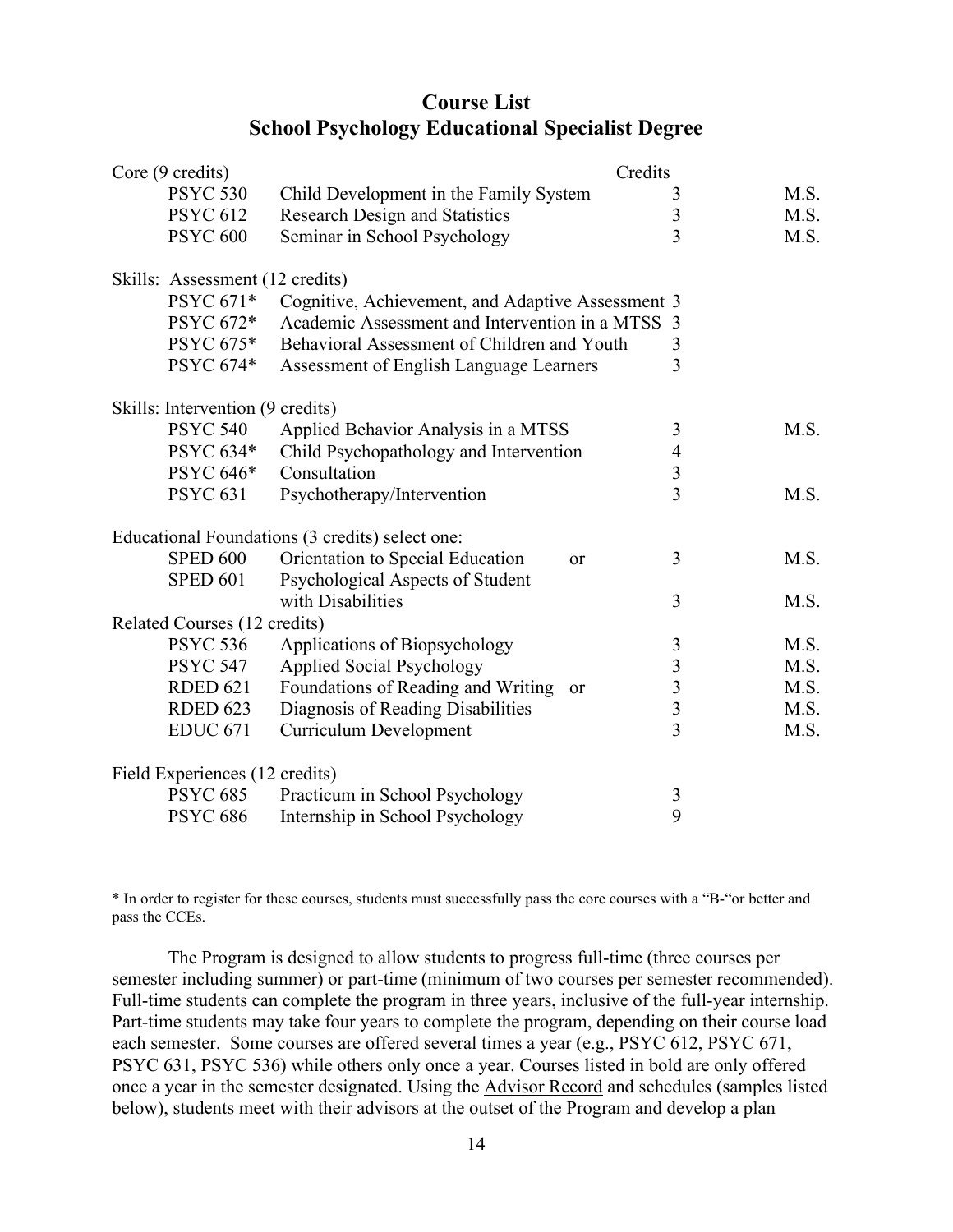## Course List
## School Psychology Educational Specialist Degree

| Course | Title | Credits | |
|---|---|---|---|
| **Core (9 credits)** | | | |
| PSYC 530 | Child Development in the Family System | 3 | M.S. |
| PSYC 612 | Research Design and Statistics | 3 | M.S. |
| PSYC 600 | Seminar in School Psychology | 3 | M.S. |
| **Skills: Assessment (12 credits)** | | | |
| PSYC 671* | Cognitive, Achievement, and Adaptive Assessment | 3 | |
| PSYC 672* | Academic Assessment and Intervention in a MTSS | 3 | |
| PSYC 675* | Behavioral Assessment of Children and Youth | 3 | |
| PSYC 674* | Assessment of English Language Learners | 3 | |
| **Skills: Intervention (9 credits)** | | | |
| PSYC 540 | Applied Behavior Analysis in a MTSS | 3 | M.S. |
| PSYC 634* | Child Psychopathology and Intervention | 4 | |
| PSYC 646* | Consultation | 3 | |
| PSYC 631 | Psychotherapy/Intervention | 3 | M.S. |
| **Educational Foundations (3 credits) select one:** | | | |
| SPED 600 | Orientation to Special Education or | 3 | M.S. |
| SPED 601 | Psychological Aspects of Student with Disabilities | 3 | M.S. |
| **Related Courses (12 credits)** | | | |
| PSYC 536 | Applications of Biopsychology | 3 | M.S. |
| PSYC 547 | Applied Social Psychology | 3 | M.S. |
| RDED 621 | Foundations of Reading and Writing or | 3 | M.S. |
| RDED 623 | Diagnosis of Reading Disabilities | 3 | M.S. |
| EDUC 671 | Curriculum Development | 3 | M.S. |
| **Field Experiences (12 credits)** | | | |
| PSYC 685 | Practicum in School Psychology | 3 | |
| PSYC 686 | Internship in School Psychology | 9 | |

* In order to register for these courses, students must successfully pass the core courses with a "B-"or better and pass the CCEs.

The Program is designed to allow students to progress full-time (three courses per semester including summer) or part-time (minimum of two courses per semester recommended). Full-time students can complete the program in three years, inclusive of the full-year internship. Part-time students may take four years to complete the program, depending on their course load each semester. Some courses are offered several times a year (e.g., PSYC 612, PSYC 671, PSYC 631, PSYC 536) while others only once a year. Courses listed in bold are only offered once a year in the semester designated. Using the Advisor Record and schedules (samples listed below), students meet with their advisors at the outset of the Program and develop a plan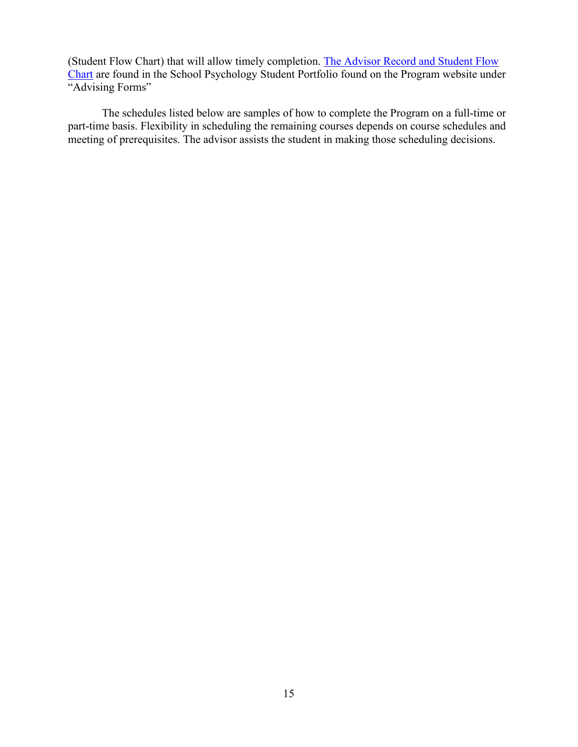(Student Flow Chart) that will allow timely completion. The Advisor Record and Student Flow Chart are found in the School Psychology Student Portfolio found on the Program website under "Advising Forms"

The schedules listed below are samples of how to complete the Program on a full-time or part-time basis. Flexibility in scheduling the remaining courses depends on course schedules and meeting of prerequisites. The advisor assists the student in making those scheduling decisions.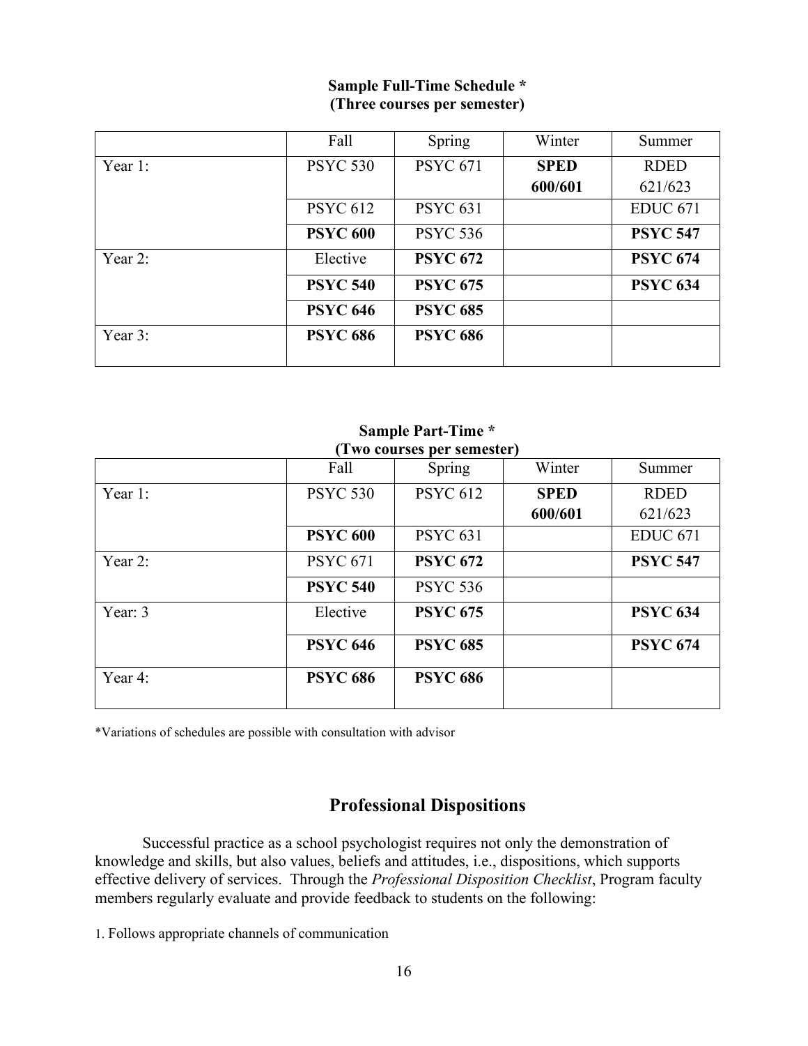**Sample Full-Time Schedule ***
**(Three courses per semester)**

| | Fall | Spring | Winter | Summer |
|---|---|---|---|---|
| Year 1: | PSYC 530 | PSYC 671 | **SPED 600/601** | RDED 621/623 |
| | PSYC 612 | PSYC 631 | | EDUC 671 |
| | **PSYC 600** | PSYC 536 | | **PSYC 547** |
| Year 2: | Elective | **PSYC 672** | | **PSYC 674** |
| | **PSYC 540** | **PSYC 675** | | **PSYC 634** |
| | **PSYC 646** | **PSYC 685** | | |
| Year 3: | **PSYC 686** | **PSYC 686** | | |

**Sample Part-Time ***
**(Two courses per semester)**

| | Fall | Spring | Winter | Summer |
|---|---|---|---|---|
| Year 1: | PSYC 530 | PSYC 612 | **SPED 600/601** | RDED 621/623 |
| | **PSYC 600** | PSYC 631 | | EDUC 671 |
| Year 2: | PSYC 671 | **PSYC 672** | | **PSYC 547** |
| | **PSYC 540** | PSYC 536 | | |
| Year: 3 | Elective | **PSYC 675** | | **PSYC 634** |
| | **PSYC 646** | **PSYC 685** | | **PSYC 674** |
| Year 4: | **PSYC 686** | **PSYC 686** | | |

*Variations of schedules are possible with consultation with advisor

## Professional Dispositions

Successful practice as a school psychologist requires not only the demonstration of knowledge and skills, but also values, beliefs and attitudes, i.e., dispositions, which supports effective delivery of services. Through the *Professional Disposition Checklist*, Program faculty members regularly evaluate and provide feedback to students on the following:

1. Follows appropriate channels of communication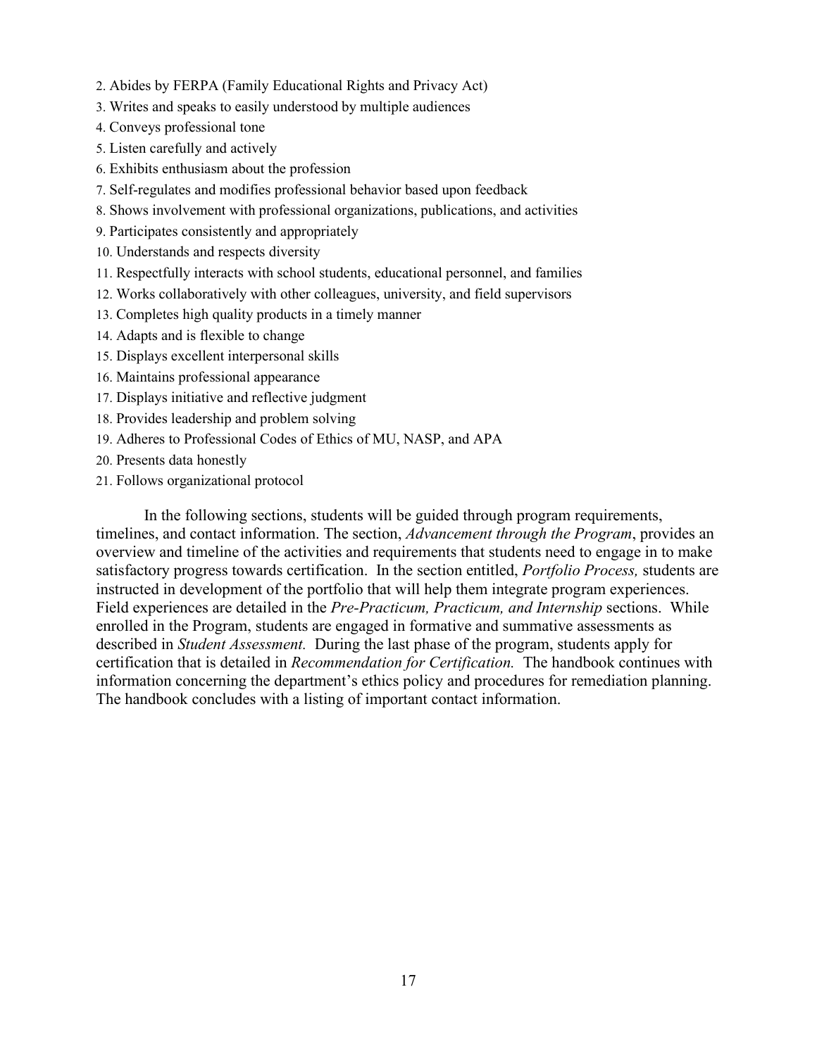2. Abides by FERPA (Family Educational Rights and Privacy Act)
3. Writes and speaks to easily understood by multiple audiences
4. Conveys professional tone
5. Listen carefully and actively
6. Exhibits enthusiasm about the profession
7. Self-regulates and modifies professional behavior based upon feedback
8. Shows involvement with professional organizations, publications, and activities
9. Participates consistently and appropriately
10. Understands and respects diversity
11. Respectfully interacts with school students, educational personnel, and families
12. Works collaboratively with other colleagues, university, and field supervisors
13. Completes high quality products in a timely manner
14. Adapts and is flexible to change
15. Displays excellent interpersonal skills
16. Maintains professional appearance
17. Displays initiative and reflective judgment
18. Provides leadership and problem solving
19. Adheres to Professional Codes of Ethics of MU, NASP, and APA
20. Presents data honestly
21. Follows organizational protocol

In the following sections, students will be guided through program requirements, timelines, and contact information. The section, *Advancement through the Program*, provides an overview and timeline of the activities and requirements that students need to engage in to make satisfactory progress towards certification. In the section entitled, *Portfolio Process,* students are instructed in development of the portfolio that will help them integrate program experiences. Field experiences are detailed in the *Pre-Practicum, Practicum, and Internship* sections. While enrolled in the Program, students are engaged in formative and summative assessments as described in *Student Assessment.* During the last phase of the program, students apply for certification that is detailed in *Recommendation for Certification.* The handbook continues with information concerning the department's ethics policy and procedures for remediation planning. The handbook concludes with a listing of important contact information.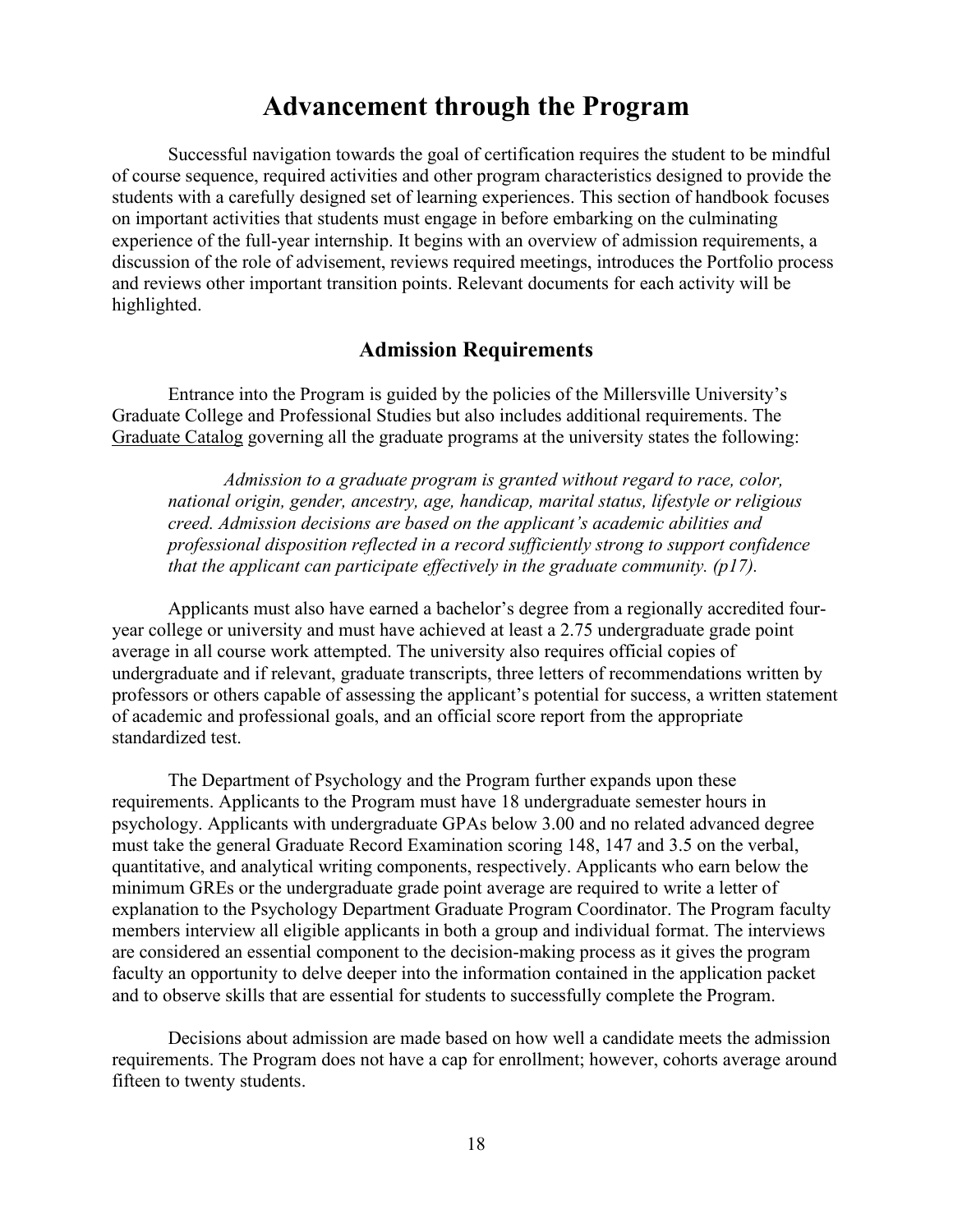# Advancement through the Program

Successful navigation towards the goal of certification requires the student to be mindful of course sequence, required activities and other program characteristics designed to provide the students with a carefully designed set of learning experiences. This section of handbook focuses on important activities that students must engage in before embarking on the culminating experience of the full-year internship. It begins with an overview of admission requirements, a discussion of the role of advisement, reviews required meetings, introduces the Portfolio process and reviews other important transition points. Relevant documents for each activity will be highlighted.

## Admission Requirements

Entrance into the Program is guided by the policies of the Millersville University's Graduate College and Professional Studies but also includes additional requirements. The Graduate Catalog governing all the graduate programs at the university states the following:

> *Admission to a graduate program is granted without regard to race, color, national origin, gender, ancestry, age, handicap, marital status, lifestyle or religious creed. Admission decisions are based on the applicant's academic abilities and professional disposition reflected in a record sufficiently strong to support confidence that the applicant can participate effectively in the graduate community. (p17).*

Applicants must also have earned a bachelor's degree from a regionally accredited four-year college or university and must have achieved at least a 2.75 undergraduate grade point average in all course work attempted. The university also requires official copies of undergraduate and if relevant, graduate transcripts, three letters of recommendations written by professors or others capable of assessing the applicant's potential for success, a written statement of academic and professional goals, and an official score report from the appropriate standardized test.

The Department of Psychology and the Program further expands upon these requirements. Applicants to the Program must have 18 undergraduate semester hours in psychology. Applicants with undergraduate GPAs below 3.00 and no related advanced degree must take the general Graduate Record Examination scoring 148, 147 and 3.5 on the verbal, quantitative, and analytical writing components, respectively. Applicants who earn below the minimum GREs or the undergraduate grade point average are required to write a letter of explanation to the Psychology Department Graduate Program Coordinator. The Program faculty members interview all eligible applicants in both a group and individual format. The interviews are considered an essential component to the decision-making process as it gives the program faculty an opportunity to delve deeper into the information contained in the application packet and to observe skills that are essential for students to successfully complete the Program.

Decisions about admission are made based on how well a candidate meets the admission requirements. The Program does not have a cap for enrollment; however, cohorts average around fifteen to twenty students.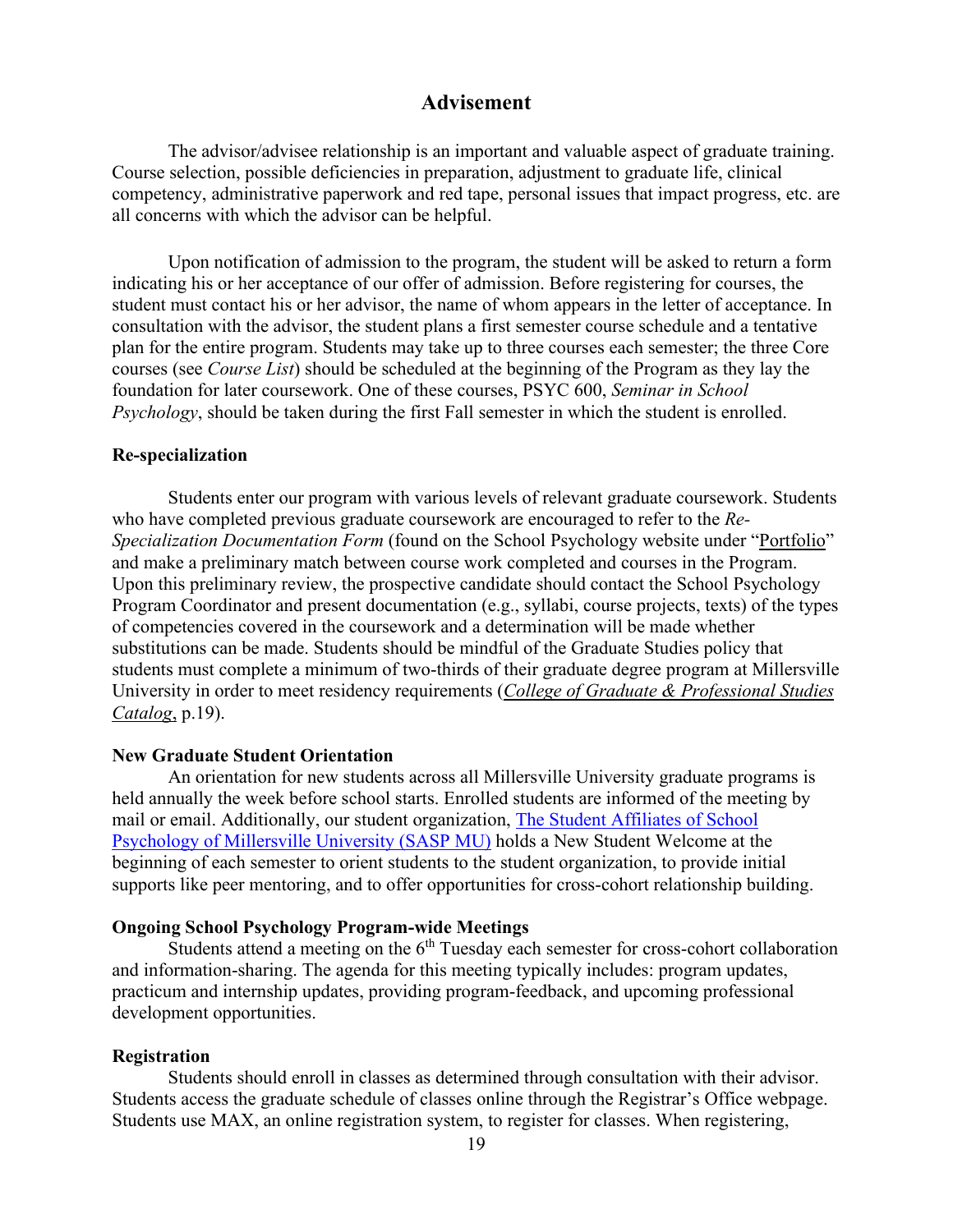## Advisement

The advisor/advisee relationship is an important and valuable aspect of graduate training. Course selection, possible deficiencies in preparation, adjustment to graduate life, clinical competency, administrative paperwork and red tape, personal issues that impact progress, etc. are all concerns with which the advisor can be helpful.

Upon notification of admission to the program, the student will be asked to return a form indicating his or her acceptance of our offer of admission. Before registering for courses, the student must contact his or her advisor, the name of whom appears in the letter of acceptance. In consultation with the advisor, the student plans a first semester course schedule and a tentative plan for the entire program. Students may take up to three courses each semester; the three Core courses (see *Course List*) should be scheduled at the beginning of the Program as they lay the foundation for later coursework. One of these courses, PSYC 600, *Seminar in School Psychology*, should be taken during the first Fall semester in which the student is enrolled.

**Re-specialization**

Students enter our program with various levels of relevant graduate coursework. Students who have completed previous graduate coursework are encouraged to refer to the *Re-Specialization Documentation Form* (found on the School Psychology website under "Portfolio" and make a preliminary match between course work completed and courses in the Program. Upon this preliminary review, the prospective candidate should contact the School Psychology Program Coordinator and present documentation (e.g., syllabi, course projects, texts) of the types of competencies covered in the coursework and a determination will be made whether substitutions can be made. Students should be mindful of the Graduate Studies policy that students must complete a minimum of two-thirds of their graduate degree program at Millersville University in order to meet residency requirements (*College of Graduate & Professional Studies Catalog*, p.19).

**New Graduate Student Orientation**

An orientation for new students across all Millersville University graduate programs is held annually the week before school starts. Enrolled students are informed of the meeting by mail or email. Additionally, our student organization, The Student Affiliates of School Psychology of Millersville University (SASP MU) holds a New Student Welcome at the beginning of each semester to orient students to the student organization, to provide initial supports like peer mentoring, and to offer opportunities for cross-cohort relationship building.

**Ongoing School Psychology Program-wide Meetings**

Students attend a meeting on the 6th Tuesday each semester for cross-cohort collaboration and information-sharing. The agenda for this meeting typically includes: program updates, practicum and internship updates, providing program-feedback, and upcoming professional development opportunities.

**Registration**

Students should enroll in classes as determined through consultation with their advisor. Students access the graduate schedule of classes online through the Registrar's Office webpage. Students use MAX, an online registration system, to register for classes. When registering,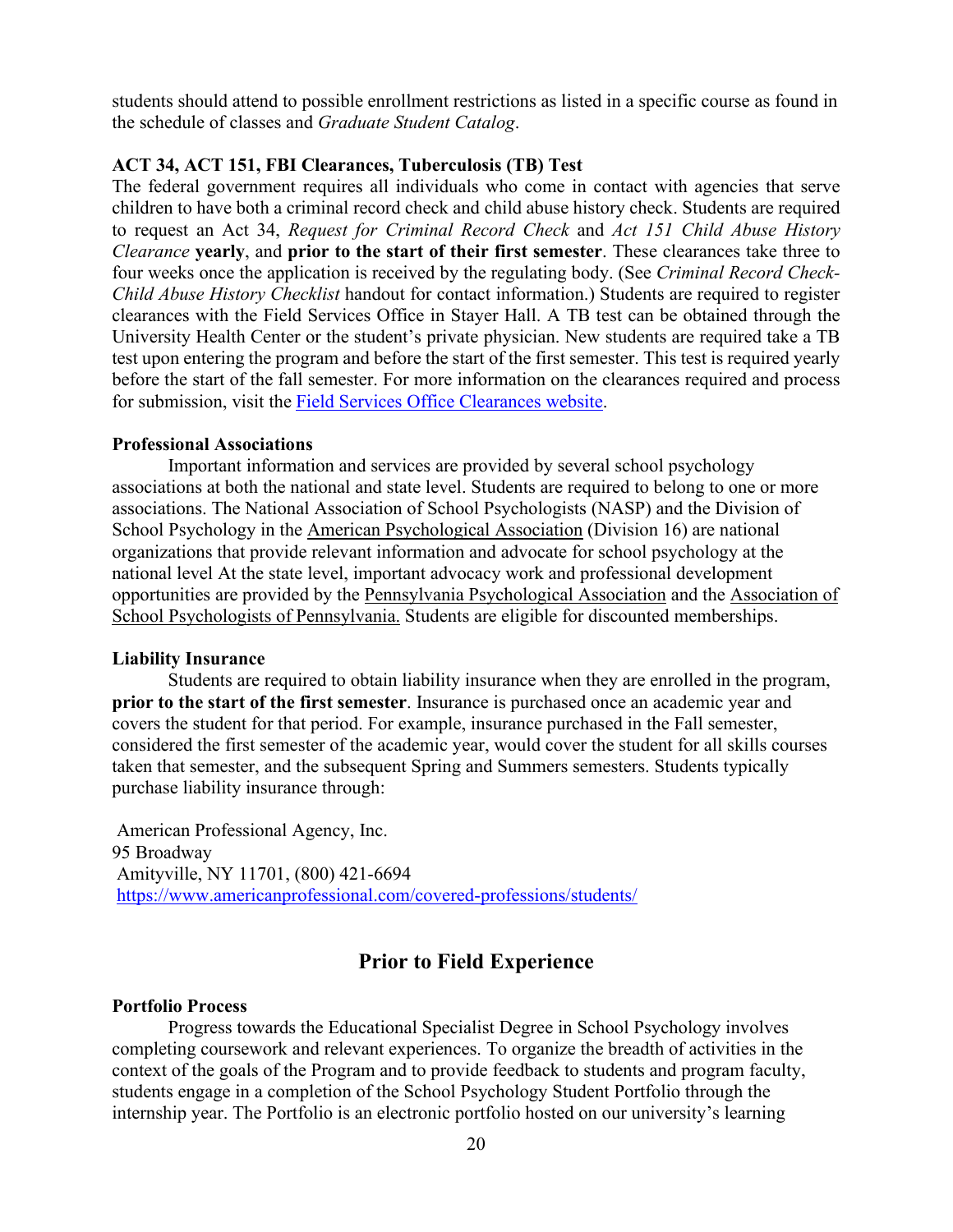students should attend to possible enrollment restrictions as listed in a specific course as found in the schedule of classes and *Graduate Student Catalog*.

**ACT 34, ACT 151, FBI Clearances, Tuberculosis (TB) Test**

The federal government requires all individuals who come in contact with agencies that serve children to have both a criminal record check and child abuse history check. Students are required to request an Act 34, *Request for Criminal Record Check* and *Act 151 Child Abuse History Clearance* **yearly**, and **prior to the start of their first semester**. These clearances take three to four weeks once the application is received by the regulating body. (See *Criminal Record Check-Child Abuse History Checklist* handout for contact information.) Students are required to register clearances with the Field Services Office in Stayer Hall. A TB test can be obtained through the University Health Center or the student's private physician. New students are required take a TB test upon entering the program and before the start of the first semester. This test is required yearly before the start of the fall semester. For more information on the clearances required and process for submission, visit the Field Services Office Clearances website.

**Professional Associations**

Important information and services are provided by several school psychology associations at both the national and state level. Students are required to belong to one or more associations. The National Association of School Psychologists (NASP) and the Division of School Psychology in the American Psychological Association (Division 16) are national organizations that provide relevant information and advocate for school psychology at the national level At the state level, important advocacy work and professional development opportunities are provided by the Pennsylvania Psychological Association and the Association of School Psychologists of Pennsylvania. Students are eligible for discounted memberships.

**Liability Insurance**

Students are required to obtain liability insurance when they are enrolled in the program, **prior to the start of the first semester**. Insurance is purchased once an academic year and covers the student for that period. For example, insurance purchased in the Fall semester, considered the first semester of the academic year, would cover the student for all skills courses taken that semester, and the subsequent Spring and Summers semesters. Students typically purchase liability insurance through:

American Professional Agency, Inc.
95 Broadway
Amityville, NY 11701, (800) 421-6694
https://www.americanprofessional.com/covered-professions/students/

## Prior to Field Experience

**Portfolio Process**

Progress towards the Educational Specialist Degree in School Psychology involves completing coursework and relevant experiences. To organize the breadth of activities in the context of the goals of the Program and to provide feedback to students and program faculty, students engage in a completion of the School Psychology Student Portfolio through the internship year. The Portfolio is an electronic portfolio hosted on our university's learning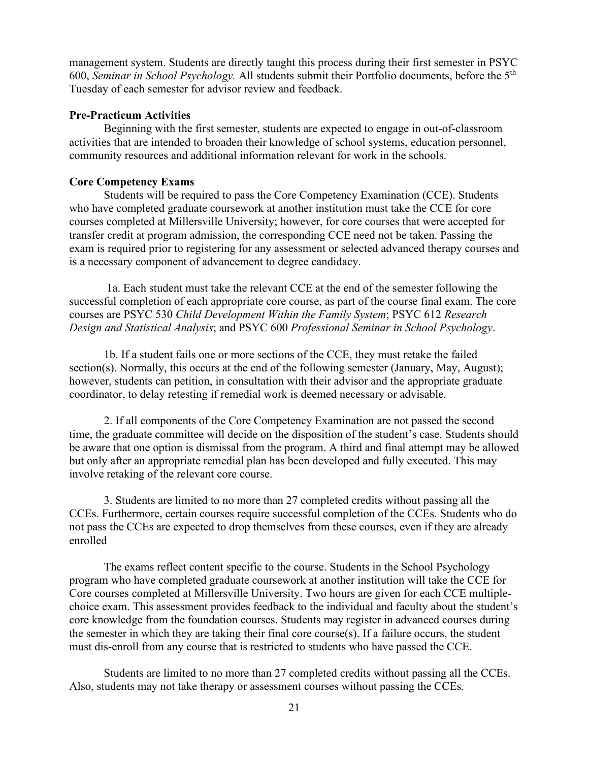management system. Students are directly taught this process during their first semester in PSYC 600, *Seminar in School Psychology.* All students submit their Portfolio documents, before the 5th Tuesday of each semester for advisor review and feedback.

**Pre-Practicum Activities**

Beginning with the first semester, students are expected to engage in out-of-classroom activities that are intended to broaden their knowledge of school systems, education personnel, community resources and additional information relevant for work in the schools.

**Core Competency Exams**

Students will be required to pass the Core Competency Examination (CCE). Students who have completed graduate coursework at another institution must take the CCE for core courses completed at Millersville University; however, for core courses that were accepted for transfer credit at program admission, the corresponding CCE need not be taken. Passing the exam is required prior to registering for any assessment or selected advanced therapy courses and is a necessary component of advancement to degree candidacy.

1a. Each student must take the relevant CCE at the end of the semester following the successful completion of each appropriate core course, as part of the course final exam. The core courses are PSYC 530 *Child Development Within the Family System*; PSYC 612 *Research Design and Statistical Analysis*; and PSYC 600 *Professional Seminar in School Psychology*.

1b. If a student fails one or more sections of the CCE, they must retake the failed section(s). Normally, this occurs at the end of the following semester (January, May, August); however, students can petition, in consultation with their advisor and the appropriate graduate coordinator, to delay retesting if remedial work is deemed necessary or advisable.

2. If all components of the Core Competency Examination are not passed the second time, the graduate committee will decide on the disposition of the student's case. Students should be aware that one option is dismissal from the program. A third and final attempt may be allowed but only after an appropriate remedial plan has been developed and fully executed. This may involve retaking of the relevant core course.

3. Students are limited to no more than 27 completed credits without passing all the CCEs. Furthermore, certain courses require successful completion of the CCEs. Students who do not pass the CCEs are expected to drop themselves from these courses, even if they are already enrolled

The exams reflect content specific to the course. Students in the School Psychology program who have completed graduate coursework at another institution will take the CCE for Core courses completed at Millersville University. Two hours are given for each CCE multiple-choice exam. This assessment provides feedback to the individual and faculty about the student's core knowledge from the foundation courses. Students may register in advanced courses during the semester in which they are taking their final core course(s). If a failure occurs, the student must dis-enroll from any course that is restricted to students who have passed the CCE.

Students are limited to no more than 27 completed credits without passing all the CCEs. Also, students may not take therapy or assessment courses without passing the CCEs.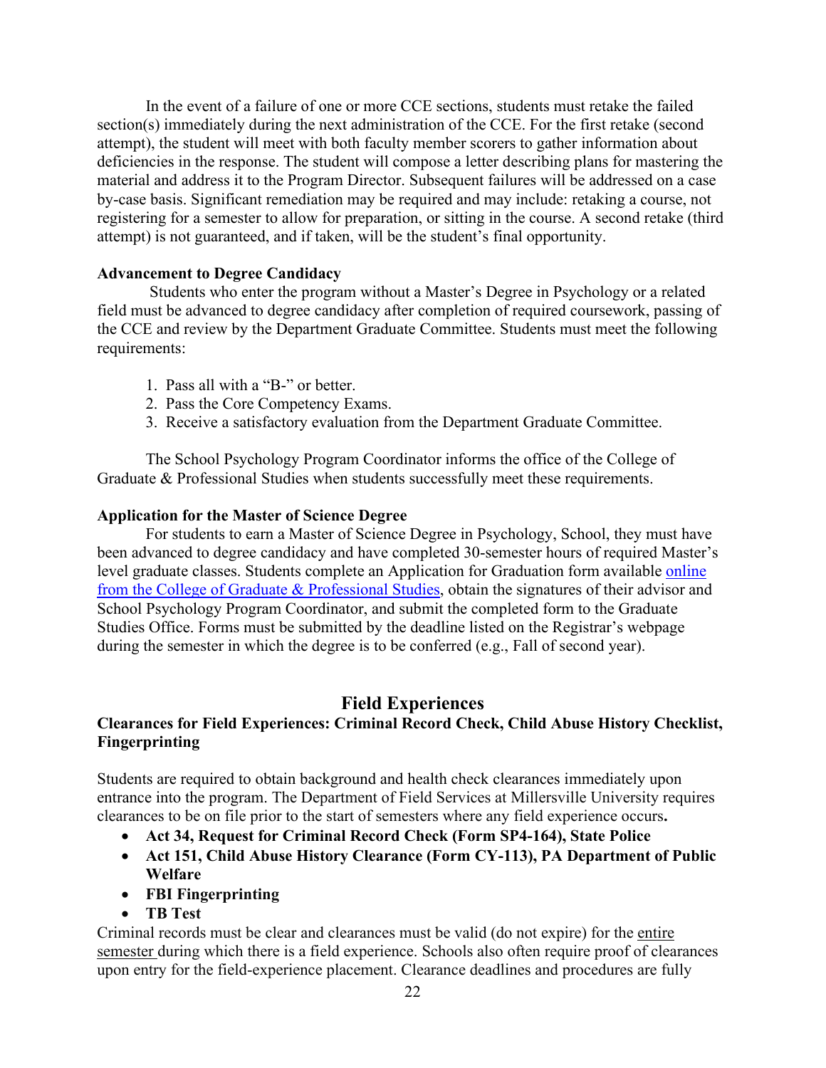In the event of a failure of one or more CCE sections, students must retake the failed section(s) immediately during the next administration of the CCE. For the first retake (second attempt), the student will meet with both faculty member scorers to gather information about deficiencies in the response. The student will compose a letter describing plans for mastering the material and address it to the Program Director. Subsequent failures will be addressed on a case by-case basis. Significant remediation may be required and may include: retaking a course, not registering for a semester to allow for preparation, or sitting in the course. A second retake (third attempt) is not guaranteed, and if taken, will be the student's final opportunity.

**Advancement to Degree Candidacy**

Students who enter the program without a Master's Degree in Psychology or a related field must be advanced to degree candidacy after completion of required coursework, passing of the CCE and review by the Department Graduate Committee. Students must meet the following requirements:

1. Pass all with a "B-" or better.
2. Pass the Core Competency Exams.
3. Receive a satisfactory evaluation from the Department Graduate Committee.

The School Psychology Program Coordinator informs the office of the College of Graduate & Professional Studies when students successfully meet these requirements.

**Application for the Master of Science Degree**

For students to earn a Master of Science Degree in Psychology, School, they must have been advanced to degree candidacy and have completed 30-semester hours of required Master's level graduate classes. Students complete an Application for Graduation form available online from the College of Graduate & Professional Studies, obtain the signatures of their advisor and School Psychology Program Coordinator, and submit the completed form to the Graduate Studies Office. Forms must be submitted by the deadline listed on the Registrar's webpage during the semester in which the degree is to be conferred (e.g., Fall of second year).

## Field Experiences

### Clearances for Field Experiences: Criminal Record Check, Child Abuse History Checklist, Fingerprinting

Students are required to obtain background and health check clearances immediately upon entrance into the program. The Department of Field Services at Millersville University requires clearances to be on file prior to the start of semesters where any field experience occurs**.**

- **Act 34, Request for Criminal Record Check (Form SP4-164), State Police**
- **Act 151, Child Abuse History Clearance (Form CY-113), PA Department of Public Welfare**
- **FBI Fingerprinting**
- **TB Test**

Criminal records must be clear and clearances must be valid (do not expire) for the entire semester during which there is a field experience. Schools also often require proof of clearances upon entry for the field-experience placement. Clearance deadlines and procedures are fully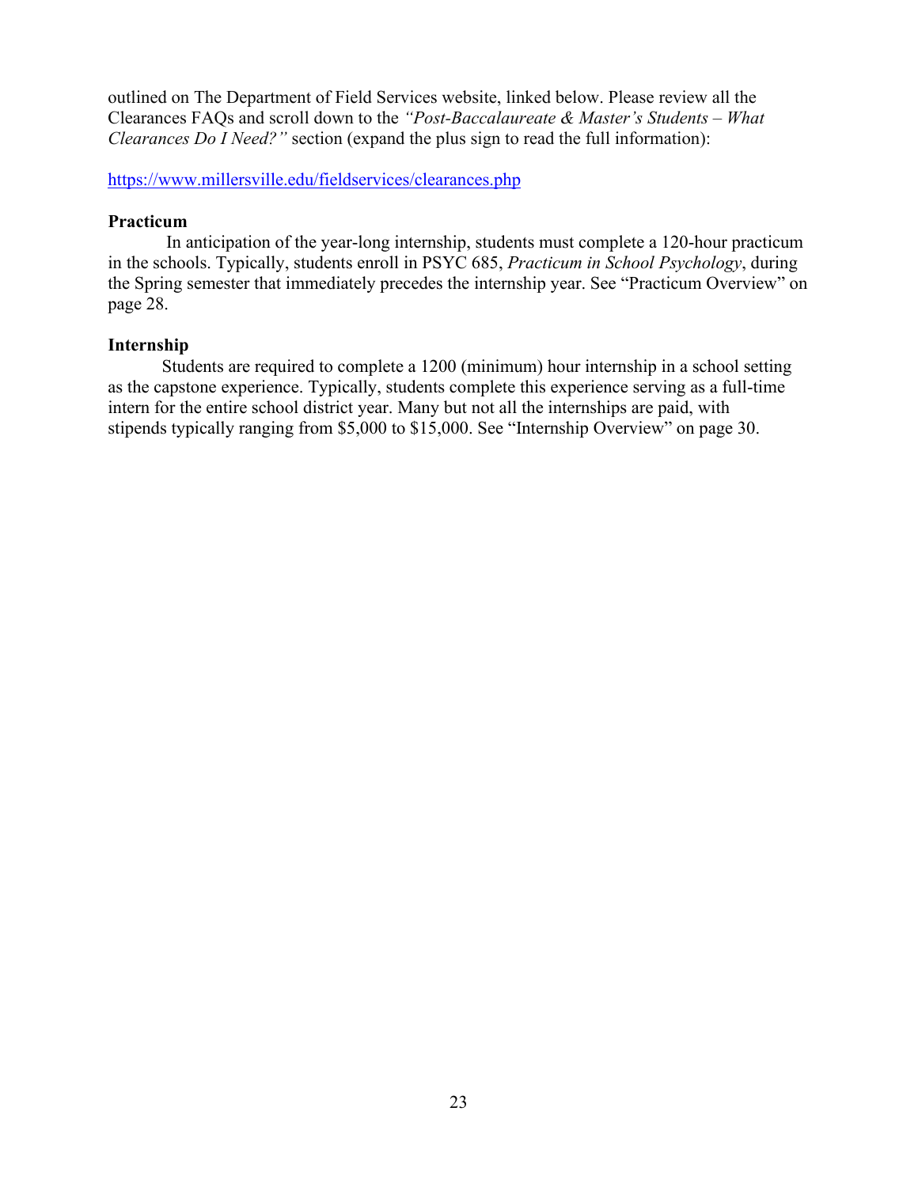outlined on The Department of Field Services website, linked below. Please review all the Clearances FAQs and scroll down to the *"Post-Baccalaureate & Master's Students – What Clearances Do I Need?"* section (expand the plus sign to read the full information):

https://www.millersville.edu/fieldservices/clearances.php

**Practicum**

In anticipation of the year-long internship, students must complete a 120-hour practicum in the schools. Typically, students enroll in PSYC 685, *Practicum in School Psychology*, during the Spring semester that immediately precedes the internship year. See "Practicum Overview" on page 28.

**Internship**

Students are required to complete a 1200 (minimum) hour internship in a school setting as the capstone experience. Typically, students complete this experience serving as a full-time intern for the entire school district year. Many but not all the internships are paid, with stipends typically ranging from $5,000 to $15,000. See "Internship Overview" on page 30.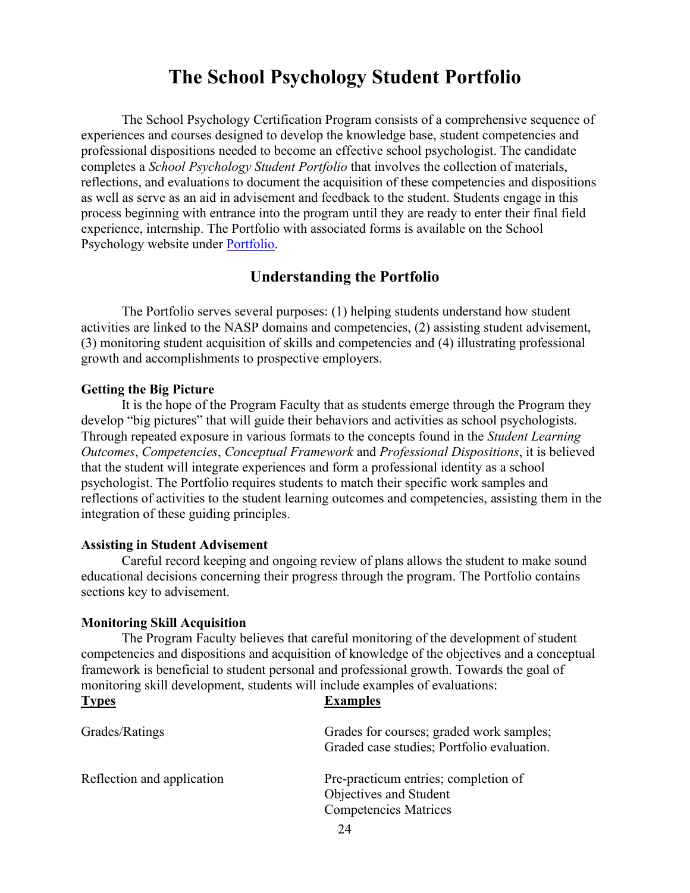# The School Psychology Student Portfolio

The School Psychology Certification Program consists of a comprehensive sequence of experiences and courses designed to develop the knowledge base, student competencies and professional dispositions needed to become an effective school psychologist. The candidate completes a *School Psychology Student Portfolio* that involves the collection of materials, reflections, and evaluations to document the acquisition of these competencies and dispositions as well as serve as an aid in advisement and feedback to the student. Students engage in this process beginning with entrance into the program until they are ready to enter their final field experience, internship. The Portfolio with associated forms is available on the School Psychology website under [Portfolio](Portfolio).

## Understanding the Portfolio

The Portfolio serves several purposes: (1) helping students understand how student activities are linked to the NASP domains and competencies, (2) assisting student advisement, (3) monitoring student acquisition of skills and competencies and (4) illustrating professional growth and accomplishments to prospective employers.

**Getting the Big Picture**

It is the hope of the Program Faculty that as students emerge through the Program they develop "big pictures" that will guide their behaviors and activities as school psychologists. Through repeated exposure in various formats to the concepts found in the *Student Learning Outcomes*, *Competencies*, *Conceptual Framework* and *Professional Dispositions*, it is believed that the student will integrate experiences and form a professional identity as a school psychologist. The Portfolio requires students to match their specific work samples and reflections of activities to the student learning outcomes and competencies, assisting them in the integration of these guiding principles.

**Assisting in Student Advisement**

Careful record keeping and ongoing review of plans allows the student to make sound educational decisions concerning their progress through the program. The Portfolio contains sections key to advisement.

**Monitoring Skill Acquisition**

The Program Faculty believes that careful monitoring of the development of student competencies and dispositions and acquisition of knowledge of the objectives and a conceptual framework is beneficial to student personal and professional growth. Towards the goal of monitoring skill development, students will include examples of evaluations:

| Types | Examples |
|---|---|
| Grades/Ratings | Grades for courses; graded work samples; Graded case studies; Portfolio evaluation. |
| Reflection and application | Pre-practicum entries; completion of Objectives and Student Competencies Matrices |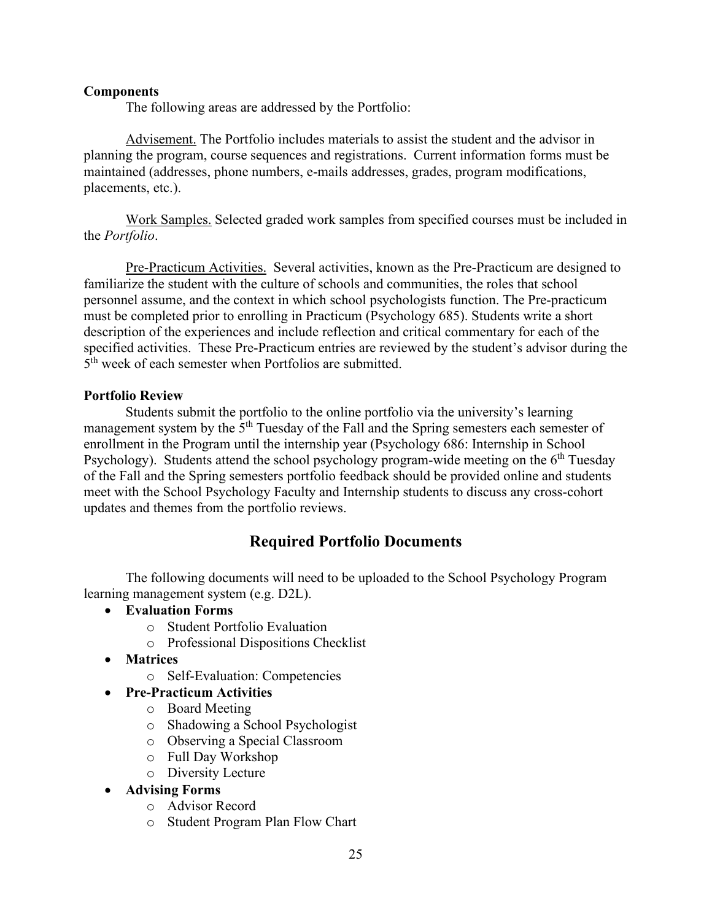**Components**

The following areas are addressed by the Portfolio:

Advisement. The Portfolio includes materials to assist the student and the advisor in planning the program, course sequences and registrations. Current information forms must be maintained (addresses, phone numbers, e-mails addresses, grades, program modifications, placements, etc.).

Work Samples. Selected graded work samples from specified courses must be included in the *Portfolio*.

Pre-Practicum Activities. Several activities, known as the Pre-Practicum are designed to familiarize the student with the culture of schools and communities, the roles that school personnel assume, and the context in which school psychologists function. The Pre-practicum must be completed prior to enrolling in Practicum (Psychology 685). Students write a short description of the experiences and include reflection and critical commentary for each of the specified activities. These Pre-Practicum entries are reviewed by the student's advisor during the 5th week of each semester when Portfolios are submitted.

**Portfolio Review**

Students submit the portfolio to the online portfolio via the university's learning management system by the 5th Tuesday of the Fall and the Spring semesters each semester of enrollment in the Program until the internship year (Psychology 686: Internship in School Psychology). Students attend the school psychology program-wide meeting on the 6th Tuesday of the Fall and the Spring semesters portfolio feedback should be provided online and students meet with the School Psychology Faculty and Internship students to discuss any cross-cohort updates and themes from the portfolio reviews.

## Required Portfolio Documents

The following documents will need to be uploaded to the School Psychology Program learning management system (e.g. D2L).

- **Evaluation Forms**
  - Student Portfolio Evaluation
  - Professional Dispositions Checklist
- **Matrices**
  - Self-Evaluation: Competencies
- **Pre-Practicum Activities**
  - Board Meeting
  - Shadowing a School Psychologist
  - Observing a Special Classroom
  - Full Day Workshop
  - Diversity Lecture
- **Advising Forms**
  - Advisor Record
  - Student Program Plan Flow Chart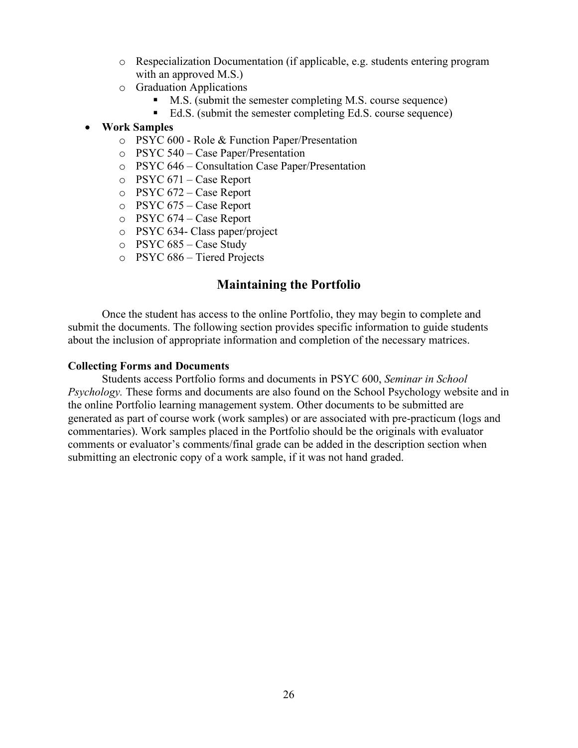- Respecialization Documentation (if applicable, e.g. students entering program with an approved M.S.)
- Graduation Applications
  - M.S. (submit the semester completing M.S. course sequence)
  - Ed.S. (submit the semester completing Ed.S. course sequence)

- **Work Samples**
  - PSYC 600 - Role & Function Paper/Presentation
  - PSYC 540 – Case Paper/Presentation
  - PSYC 646 – Consultation Case Paper/Presentation
  - PSYC 671 – Case Report
  - PSYC 672 – Case Report
  - PSYC 675 – Case Report
  - PSYC 674 – Case Report
  - PSYC 634- Class paper/project
  - PSYC 685 – Case Study
  - PSYC 686 – Tiered Projects

## Maintaining the Portfolio

Once the student has access to the online Portfolio, they may begin to complete and submit the documents. The following section provides specific information to guide students about the inclusion of appropriate information and completion of the necessary matrices.

**Collecting Forms and Documents**

Students access Portfolio forms and documents in PSYC 600, *Seminar in School Psychology.* These forms and documents are also found on the School Psychology website and in the online Portfolio learning management system. Other documents to be submitted are generated as part of course work (work samples) or are associated with pre-practicum (logs and commentaries). Work samples placed in the Portfolio should be the originals with evaluator comments or evaluator's comments/final grade can be added in the description section when submitting an electronic copy of a work sample, if it was not hand graded.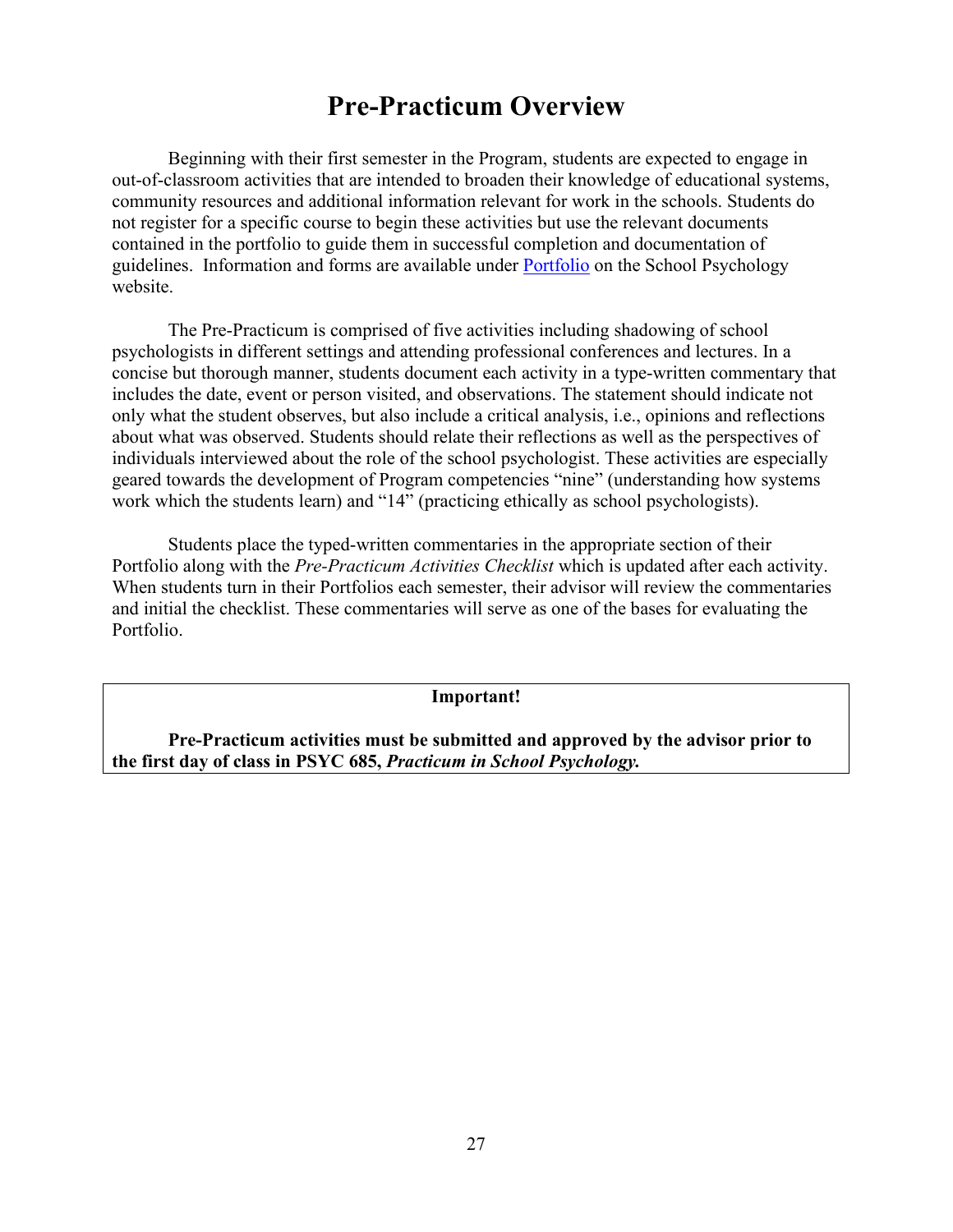# Pre-Practicum Overview

Beginning with their first semester in the Program, students are expected to engage in out-of-classroom activities that are intended to broaden their knowledge of educational systems, community resources and additional information relevant for work in the schools. Students do not register for a specific course to begin these activities but use the relevant documents contained in the portfolio to guide them in successful completion and documentation of guidelines. Information and forms are available under Portfolio on the School Psychology website.

The Pre-Practicum is comprised of five activities including shadowing of school psychologists in different settings and attending professional conferences and lectures. In a concise but thorough manner, students document each activity in a type-written commentary that includes the date, event or person visited, and observations. The statement should indicate not only what the student observes, but also include a critical analysis, i.e., opinions and reflections about what was observed. Students should relate their reflections as well as the perspectives of individuals interviewed about the role of the school psychologist. These activities are especially geared towards the development of Program competencies "nine" (understanding how systems work which the students learn) and "14" (practicing ethically as school psychologists).

Students place the typed-written commentaries in the appropriate section of their Portfolio along with the *Pre-Practicum Activities Checklist* which is updated after each activity. When students turn in their Portfolios each semester, their advisor will review the commentaries and initial the checklist. These commentaries will serve as one of the bases for evaluating the Portfolio.

**Important!**

**Pre-Practicum activities must be submitted and approved by the advisor prior to the first day of class in PSYC 685, *Practicum in School Psychology.***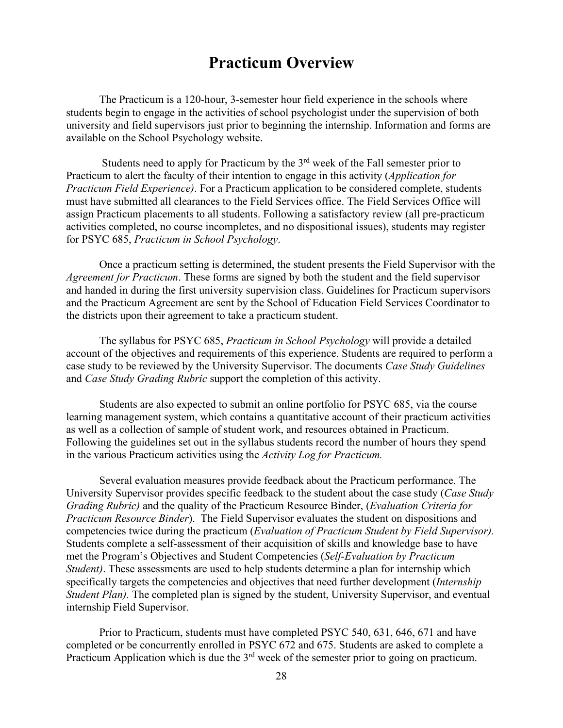# Practicum Overview

The Practicum is a 120-hour, 3-semester hour field experience in the schools where students begin to engage in the activities of school psychologist under the supervision of both university and field supervisors just prior to beginning the internship. Information and forms are available on the School Psychology website.

Students need to apply for Practicum by the 3rd week of the Fall semester prior to Practicum to alert the faculty of their intention to engage in this activity (*Application for Practicum Field Experience)*. For a Practicum application to be considered complete, students must have submitted all clearances to the Field Services office. The Field Services Office will assign Practicum placements to all students. Following a satisfactory review (all pre-practicum activities completed, no course incompletes, and no dispositional issues), students may register for PSYC 685, *Practicum in School Psychology*.

Once a practicum setting is determined, the student presents the Field Supervisor with the *Agreement for Practicum*. These forms are signed by both the student and the field supervisor and handed in during the first university supervision class. Guidelines for Practicum supervisors and the Practicum Agreement are sent by the School of Education Field Services Coordinator to the districts upon their agreement to take a practicum student.

The syllabus for PSYC 685, *Practicum in School Psychology* will provide a detailed account of the objectives and requirements of this experience. Students are required to perform a case study to be reviewed by the University Supervisor. The documents *Case Study Guidelines* and *Case Study Grading Rubric* support the completion of this activity.

Students are also expected to submit an online portfolio for PSYC 685, via the course learning management system, which contains a quantitative account of their practicum activities as well as a collection of sample of student work, and resources obtained in Practicum. Following the guidelines set out in the syllabus students record the number of hours they spend in the various Practicum activities using the *Activity Log for Practicum.*

Several evaluation measures provide feedback about the Practicum performance. The University Supervisor provides specific feedback to the student about the case study (*Case Study Grading Rubric)* and the quality of the Practicum Resource Binder, (*Evaluation Criteria for Practicum Resource Binder*). The Field Supervisor evaluates the student on dispositions and competencies twice during the practicum (*Evaluation of Practicum Student by Field Supervisor).* Students complete a self-assessment of their acquisition of skills and knowledge base to have met the Program's Objectives and Student Competencies (*Self-Evaluation by Practicum Student)*. These assessments are used to help students determine a plan for internship which specifically targets the competencies and objectives that need further development (*Internship Student Plan).* The completed plan is signed by the student, University Supervisor, and eventual internship Field Supervisor.

Prior to Practicum, students must have completed PSYC 540, 631, 646, 671 and have completed or be concurrently enrolled in PSYC 672 and 675. Students are asked to complete a Practicum Application which is due the 3rd week of the semester prior to going on practicum.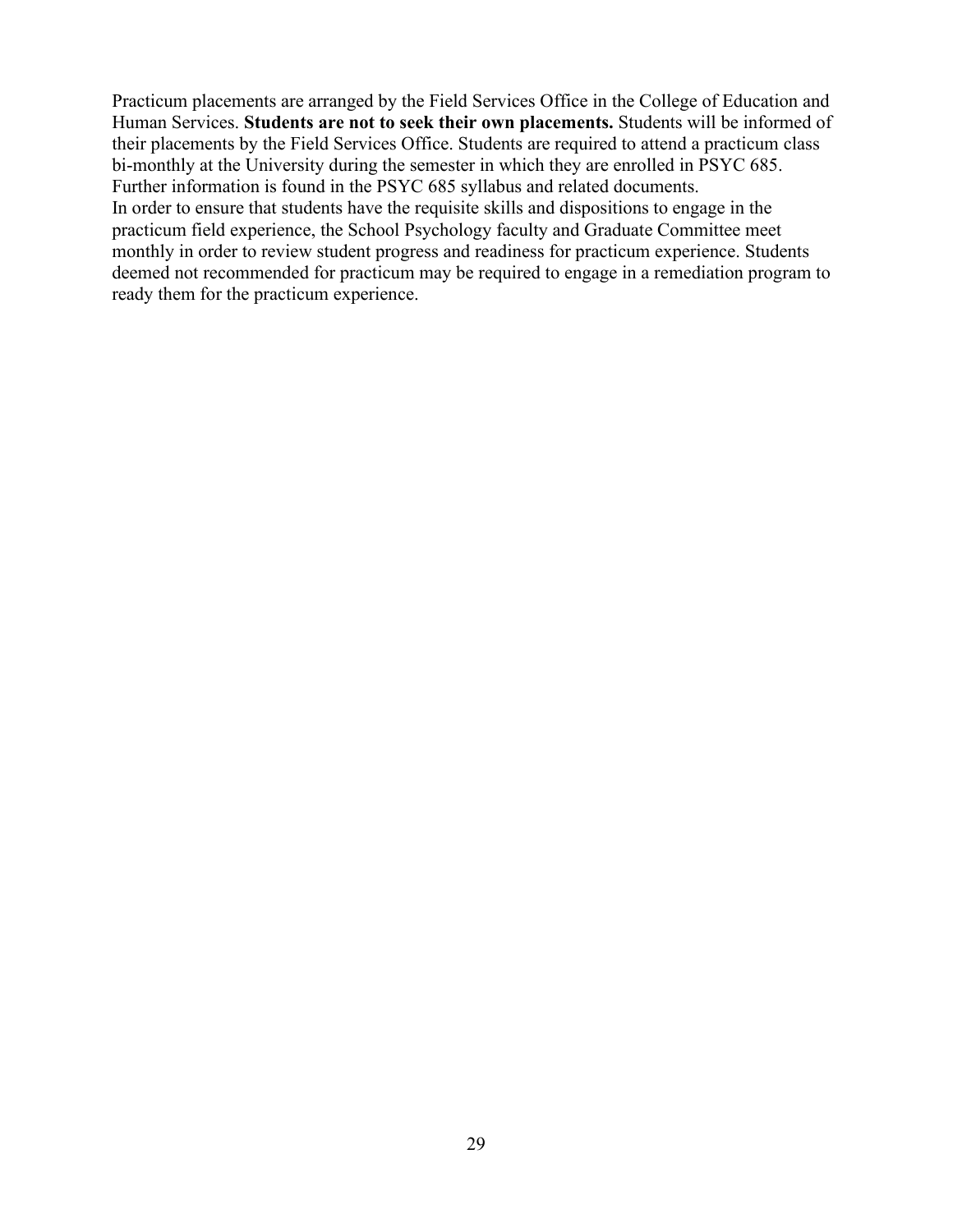Practicum placements are arranged by the Field Services Office in the College of Education and Human Services. **Students are not to seek their own placements.** Students will be informed of their placements by the Field Services Office. Students are required to attend a practicum class bi-monthly at the University during the semester in which they are enrolled in PSYC 685. Further information is found in the PSYC 685 syllabus and related documents.

In order to ensure that students have the requisite skills and dispositions to engage in the practicum field experience, the School Psychology faculty and Graduate Committee meet monthly in order to review student progress and readiness for practicum experience. Students deemed not recommended for practicum may be required to engage in a remediation program to ready them for the practicum experience.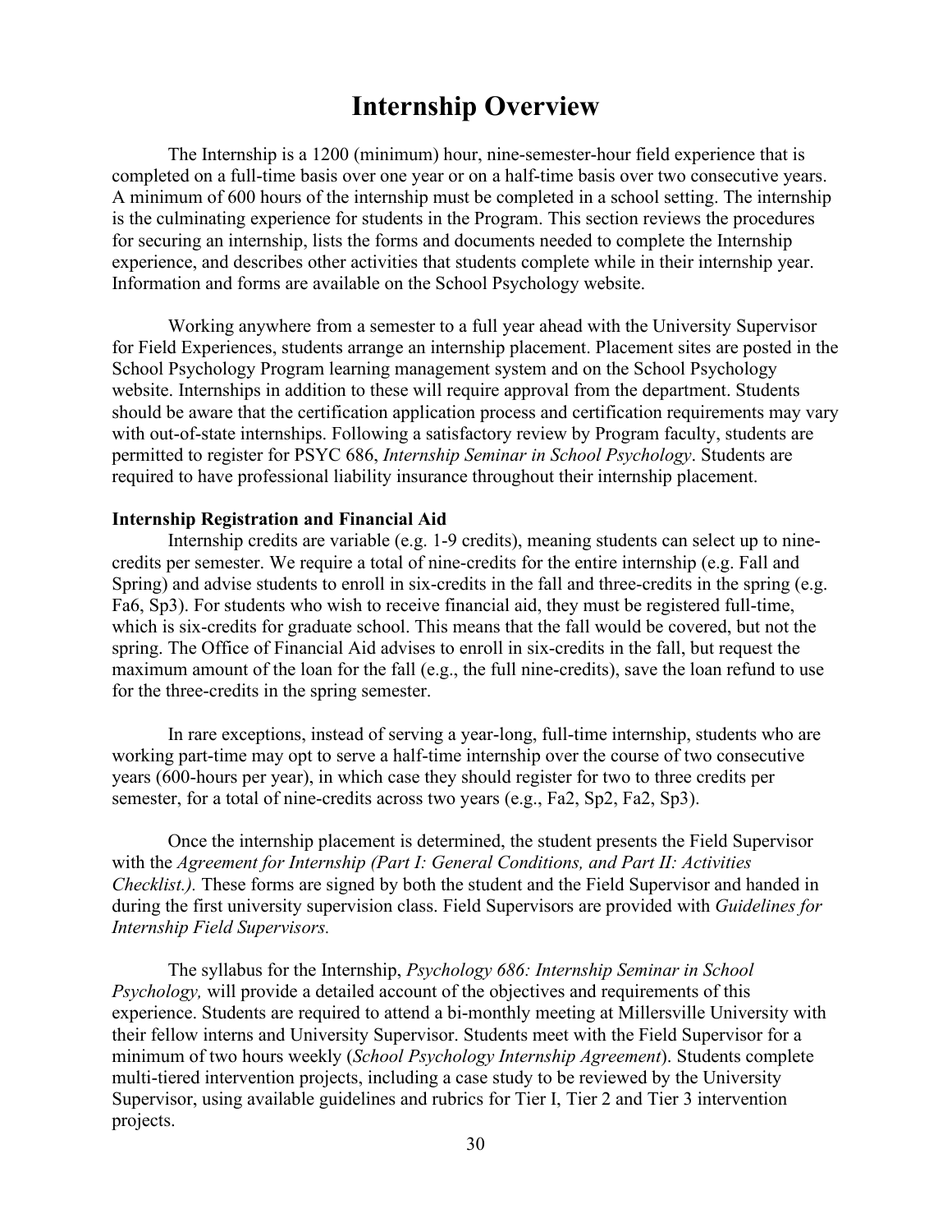# Internship Overview

The Internship is a 1200 (minimum) hour, nine-semester-hour field experience that is completed on a full-time basis over one year or on a half-time basis over two consecutive years. A minimum of 600 hours of the internship must be completed in a school setting. The internship is the culminating experience for students in the Program. This section reviews the procedures for securing an internship, lists the forms and documents needed to complete the Internship experience, and describes other activities that students complete while in their internship year. Information and forms are available on the School Psychology website.

Working anywhere from a semester to a full year ahead with the University Supervisor for Field Experiences, students arrange an internship placement. Placement sites are posted in the School Psychology Program learning management system and on the School Psychology website. Internships in addition to these will require approval from the department. Students should be aware that the certification application process and certification requirements may vary with out-of-state internships. Following a satisfactory review by Program faculty, students are permitted to register for PSYC 686, *Internship Seminar in School Psychology*. Students are required to have professional liability insurance throughout their internship placement.

**Internship Registration and Financial Aid**

Internship credits are variable (e.g. 1-9 credits), meaning students can select up to nine-credits per semester. We require a total of nine-credits for the entire internship (e.g. Fall and Spring) and advise students to enroll in six-credits in the fall and three-credits in the spring (e.g. Fa6, Sp3). For students who wish to receive financial aid, they must be registered full-time, which is six-credits for graduate school. This means that the fall would be covered, but not the spring. The Office of Financial Aid advises to enroll in six-credits in the fall, but request the maximum amount of the loan for the fall (e.g., the full nine-credits), save the loan refund to use for the three-credits in the spring semester.

In rare exceptions, instead of serving a year-long, full-time internship, students who are working part-time may opt to serve a half-time internship over the course of two consecutive years (600-hours per year), in which case they should register for two to three credits per semester, for a total of nine-credits across two years (e.g., Fa2, Sp2, Fa2, Sp3).

Once the internship placement is determined, the student presents the Field Supervisor with the *Agreement for Internship (Part I: General Conditions, and Part II: Activities Checklist.).* These forms are signed by both the student and the Field Supervisor and handed in during the first university supervision class. Field Supervisors are provided with *Guidelines for Internship Field Supervisors.*

The syllabus for the Internship, *Psychology 686: Internship Seminar in School Psychology,* will provide a detailed account of the objectives and requirements of this experience. Students are required to attend a bi-monthly meeting at Millersville University with their fellow interns and University Supervisor. Students meet with the Field Supervisor for a minimum of two hours weekly (*School Psychology Internship Agreement*). Students complete multi-tiered intervention projects, including a case study to be reviewed by the University Supervisor, using available guidelines and rubrics for Tier I, Tier 2 and Tier 3 intervention projects.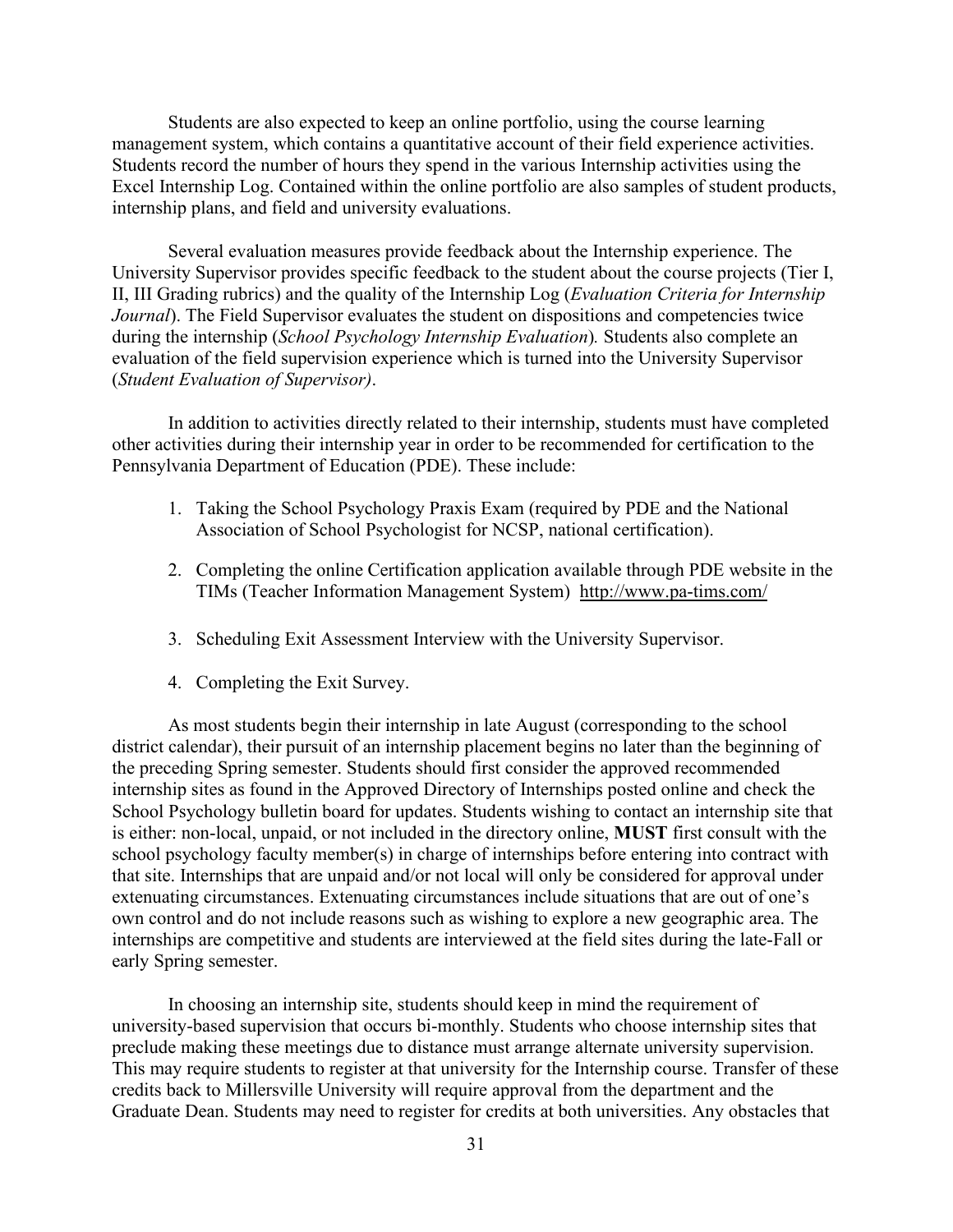Students are also expected to keep an online portfolio, using the course learning management system, which contains a quantitative account of their field experience activities. Students record the number of hours they spend in the various Internship activities using the Excel Internship Log. Contained within the online portfolio are also samples of student products, internship plans, and field and university evaluations.

Several evaluation measures provide feedback about the Internship experience. The University Supervisor provides specific feedback to the student about the course projects (Tier I, II, III Grading rubrics) and the quality of the Internship Log (*Evaluation Criteria for Internship Journal*). The Field Supervisor evaluates the student on dispositions and competencies twice during the internship (*School Psychology Internship Evaluation*). Students also complete an evaluation of the field supervision experience which is turned into the University Supervisor (*Student Evaluation of Supervisor)*.

In addition to activities directly related to their internship, students must have completed other activities during their internship year in order to be recommended for certification to the Pennsylvania Department of Education (PDE). These include:

1. Taking the School Psychology Praxis Exam (required by PDE and the National Association of School Psychologist for NCSP, national certification).
2. Completing the online Certification application available through PDE website in the TIMs (Teacher Information Management System) http://www.pa-tims.com/
3. Scheduling Exit Assessment Interview with the University Supervisor.
4. Completing the Exit Survey.

As most students begin their internship in late August (corresponding to the school district calendar), their pursuit of an internship placement begins no later than the beginning of the preceding Spring semester. Students should first consider the approved recommended internship sites as found in the Approved Directory of Internships posted online and check the School Psychology bulletin board for updates. Students wishing to contact an internship site that is either: non-local, unpaid, or not included in the directory online, **MUST** first consult with the school psychology faculty member(s) in charge of internships before entering into contract with that site. Internships that are unpaid and/or not local will only be considered for approval under extenuating circumstances. Extenuating circumstances include situations that are out of one's own control and do not include reasons such as wishing to explore a new geographic area. The internships are competitive and students are interviewed at the field sites during the late-Fall or early Spring semester.

In choosing an internship site, students should keep in mind the requirement of university-based supervision that occurs bi-monthly. Students who choose internship sites that preclude making these meetings due to distance must arrange alternate university supervision. This may require students to register at that university for the Internship course. Transfer of these credits back to Millersville University will require approval from the department and the Graduate Dean. Students may need to register for credits at both universities. Any obstacles that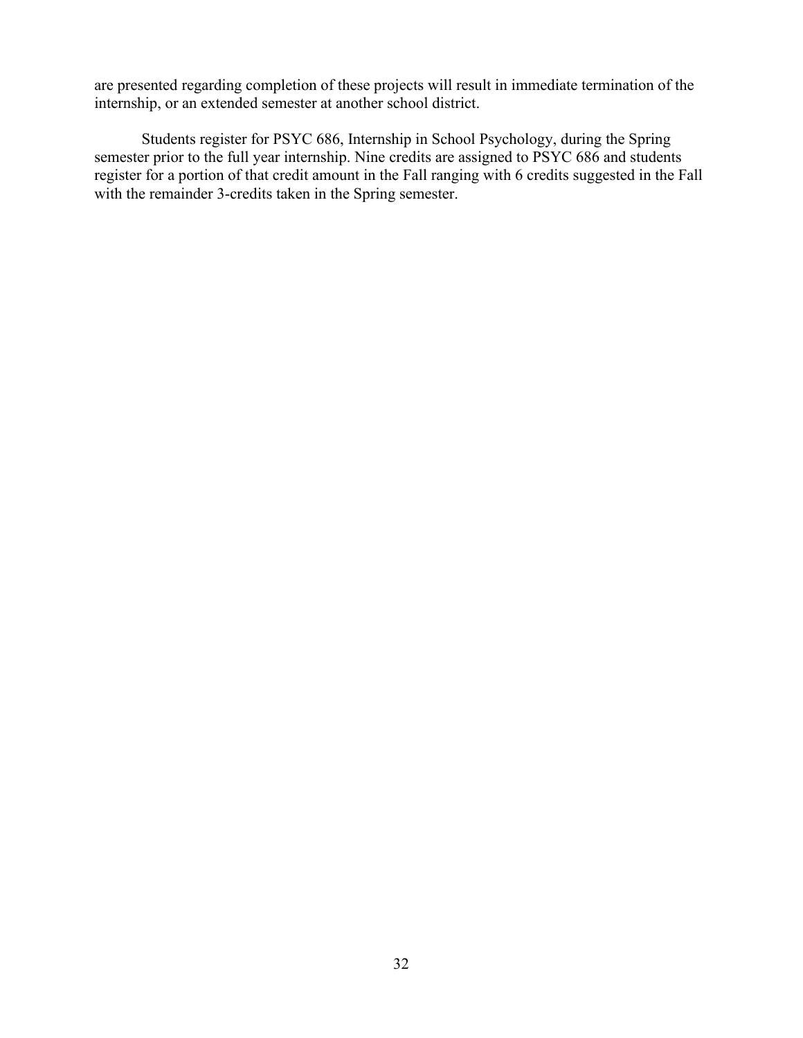are presented regarding completion of these projects will result in immediate termination of the internship, or an extended semester at another school district.

Students register for PSYC 686, Internship in School Psychology, during the Spring semester prior to the full year internship. Nine credits are assigned to PSYC 686 and students register for a portion of that credit amount in the Fall ranging with 6 credits suggested in the Fall with the remainder 3-credits taken in the Spring semester.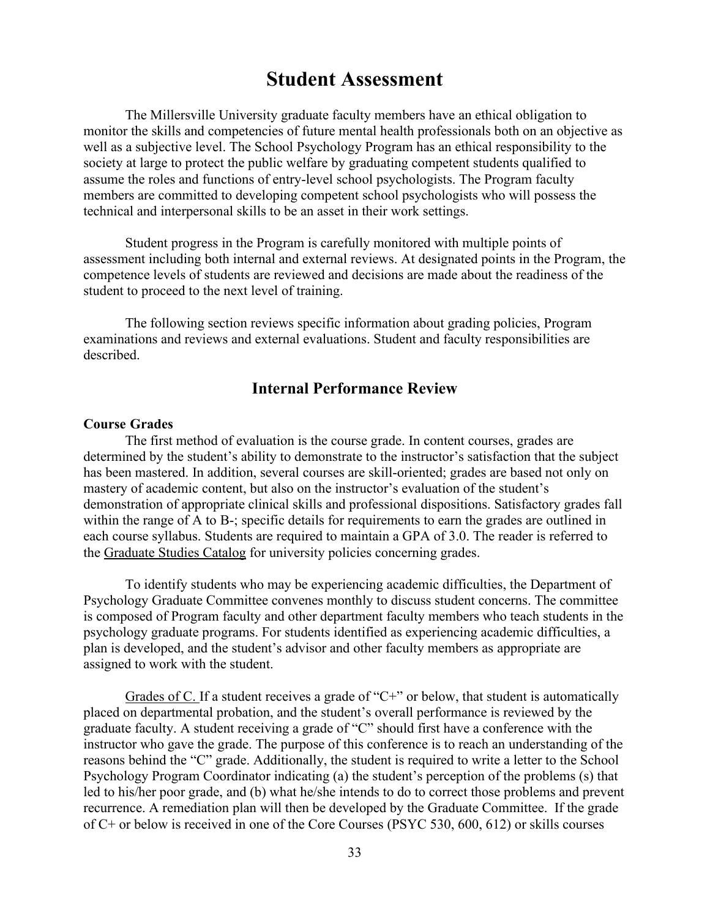# Student Assessment

The Millersville University graduate faculty members have an ethical obligation to monitor the skills and competencies of future mental health professionals both on an objective as well as a subjective level. The School Psychology Program has an ethical responsibility to the society at large to protect the public welfare by graduating competent students qualified to assume the roles and functions of entry-level school psychologists. The Program faculty members are committed to developing competent school psychologists who will possess the technical and interpersonal skills to be an asset in their work settings.

Student progress in the Program is carefully monitored with multiple points of assessment including both internal and external reviews. At designated points in the Program, the competence levels of students are reviewed and decisions are made about the readiness of the student to proceed to the next level of training.

The following section reviews specific information about grading policies, Program examinations and reviews and external evaluations. Student and faculty responsibilities are described.

## Internal Performance Review

**Course Grades**

The first method of evaluation is the course grade. In content courses, grades are determined by the student's ability to demonstrate to the instructor's satisfaction that the subject has been mastered. In addition, several courses are skill-oriented; grades are based not only on mastery of academic content, but also on the instructor's evaluation of the student's demonstration of appropriate clinical skills and professional dispositions. Satisfactory grades fall within the range of A to B-; specific details for requirements to earn the grades are outlined in each course syllabus. Students are required to maintain a GPA of 3.0. The reader is referred to the Graduate Studies Catalog for university policies concerning grades.

To identify students who may be experiencing academic difficulties, the Department of Psychology Graduate Committee convenes monthly to discuss student concerns. The committee is composed of Program faculty and other department faculty members who teach students in the psychology graduate programs. For students identified as experiencing academic difficulties, a plan is developed, and the student's advisor and other faculty members as appropriate are assigned to work with the student.

Grades of C. If a student receives a grade of "C+" or below, that student is automatically placed on departmental probation, and the student's overall performance is reviewed by the graduate faculty. A student receiving a grade of "C" should first have a conference with the instructor who gave the grade. The purpose of this conference is to reach an understanding of the reasons behind the "C" grade. Additionally, the student is required to write a letter to the School Psychology Program Coordinator indicating (a) the student's perception of the problems (s) that led to his/her poor grade, and (b) what he/she intends to do to correct those problems and prevent recurrence. A remediation plan will then be developed by the Graduate Committee. If the grade of C+ or below is received in one of the Core Courses (PSYC 530, 600, 612) or skills courses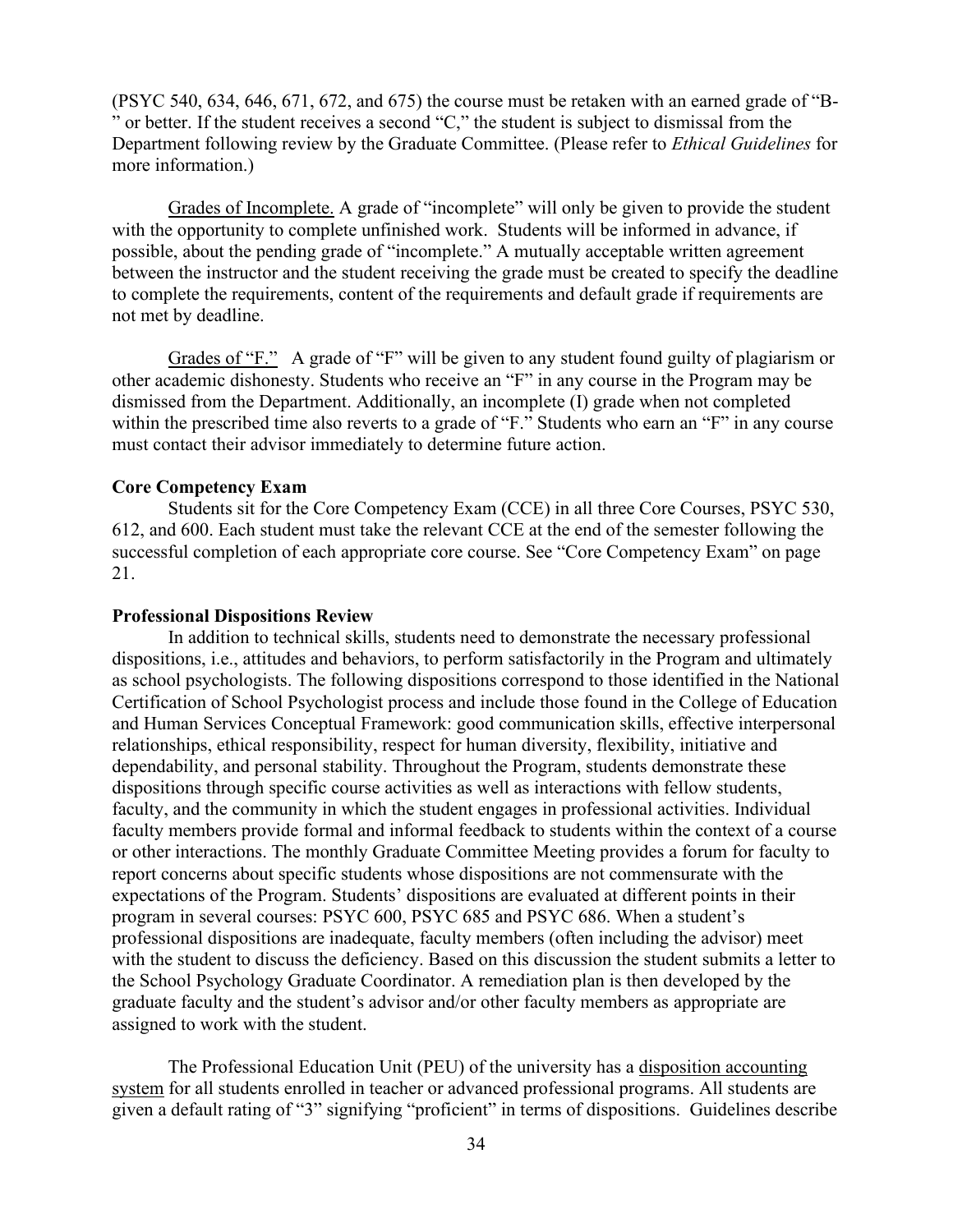(PSYC 540, 634, 646, 671, 672, and 675) the course must be retaken with an earned grade of "B-" or better. If the student receives a second "C," the student is subject to dismissal from the Department following review by the Graduate Committee. (Please refer to *Ethical Guidelines* for more information.)

<u>Grades of Incomplete.</u> A grade of "incomplete" will only be given to provide the student with the opportunity to complete unfinished work. Students will be informed in advance, if possible, about the pending grade of "incomplete." A mutually acceptable written agreement between the instructor and the student receiving the grade must be created to specify the deadline to complete the requirements, content of the requirements and default grade if requirements are not met by deadline.

<u>Grades of "F."</u> A grade of "F" will be given to any student found guilty of plagiarism or other academic dishonesty. Students who receive an "F" in any course in the Program may be dismissed from the Department. Additionally, an incomplete (I) grade when not completed within the prescribed time also reverts to a grade of "F." Students who earn an "F" in any course must contact their advisor immediately to determine future action.

**Core Competency Exam**

Students sit for the Core Competency Exam (CCE) in all three Core Courses, PSYC 530, 612, and 600. Each student must take the relevant CCE at the end of the semester following the successful completion of each appropriate core course. See "Core Competency Exam" on page 21.

**Professional Dispositions Review**

In addition to technical skills, students need to demonstrate the necessary professional dispositions, i.e., attitudes and behaviors, to perform satisfactorily in the Program and ultimately as school psychologists. The following dispositions correspond to those identified in the National Certification of School Psychologist process and include those found in the College of Education and Human Services Conceptual Framework: good communication skills, effective interpersonal relationships, ethical responsibility, respect for human diversity, flexibility, initiative and dependability, and personal stability. Throughout the Program, students demonstrate these dispositions through specific course activities as well as interactions with fellow students, faculty, and the community in which the student engages in professional activities. Individual faculty members provide formal and informal feedback to students within the context of a course or other interactions. The monthly Graduate Committee Meeting provides a forum for faculty to report concerns about specific students whose dispositions are not commensurate with the expectations of the Program. Students' dispositions are evaluated at different points in their program in several courses: PSYC 600, PSYC 685 and PSYC 686. When a student's professional dispositions are inadequate, faculty members (often including the advisor) meet with the student to discuss the deficiency. Based on this discussion the student submits a letter to the School Psychology Graduate Coordinator. A remediation plan is then developed by the graduate faculty and the student's advisor and/or other faculty members as appropriate are assigned to work with the student.

The Professional Education Unit (PEU) of the university has a <u>disposition accounting system</u> for all students enrolled in teacher or advanced professional programs. All students are given a default rating of "3" signifying "proficient" in terms of dispositions. Guidelines describe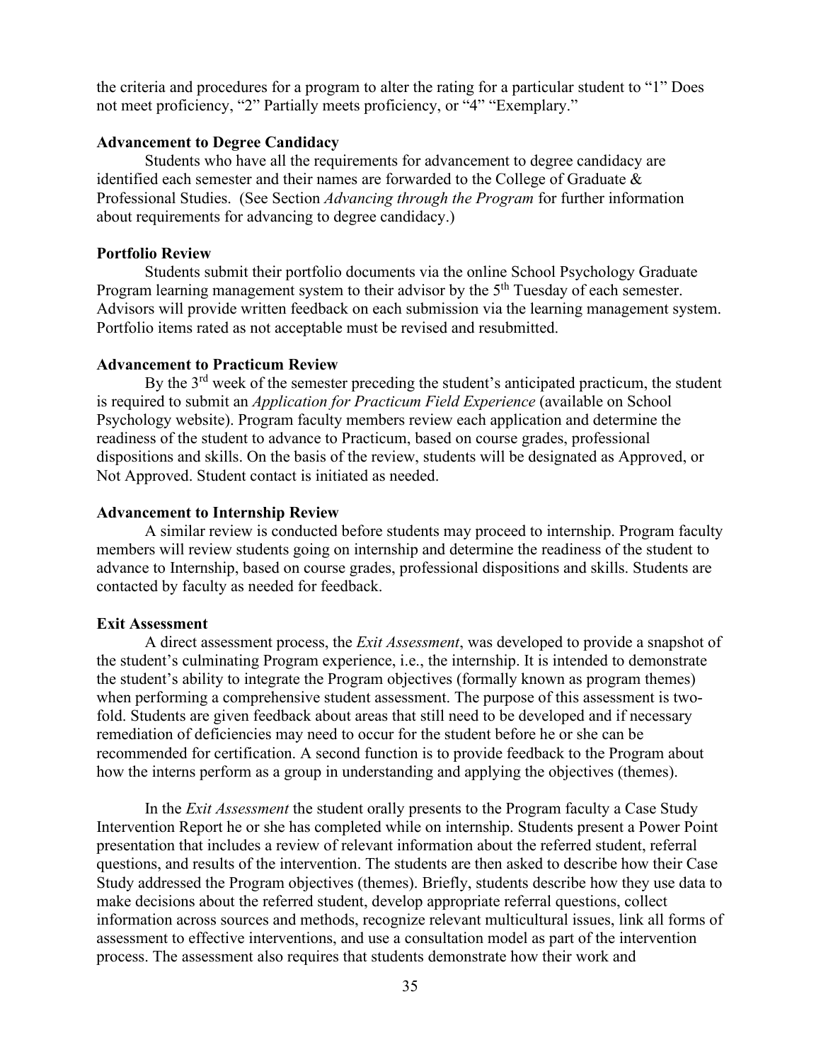the criteria and procedures for a program to alter the rating for a particular student to "1" Does not meet proficiency, "2" Partially meets proficiency, or "4" "Exemplary."

**Advancement to Degree Candidacy**

Students who have all the requirements for advancement to degree candidacy are identified each semester and their names are forwarded to the College of Graduate & Professional Studies. (See Section *Advancing through the Program* for further information about requirements for advancing to degree candidacy.)

**Portfolio Review**

Students submit their portfolio documents via the online School Psychology Graduate Program learning management system to their advisor by the 5th Tuesday of each semester. Advisors will provide written feedback on each submission via the learning management system. Portfolio items rated as not acceptable must be revised and resubmitted.

**Advancement to Practicum Review**

By the 3rd week of the semester preceding the student's anticipated practicum, the student is required to submit an *Application for Practicum Field Experience* (available on School Psychology website). Program faculty members review each application and determine the readiness of the student to advance to Practicum, based on course grades, professional dispositions and skills. On the basis of the review, students will be designated as Approved, or Not Approved. Student contact is initiated as needed.

**Advancement to Internship Review**

A similar review is conducted before students may proceed to internship. Program faculty members will review students going on internship and determine the readiness of the student to advance to Internship, based on course grades, professional dispositions and skills. Students are contacted by faculty as needed for feedback.

**Exit Assessment**

A direct assessment process, the *Exit Assessment*, was developed to provide a snapshot of the student's culminating Program experience, i.e., the internship. It is intended to demonstrate the student's ability to integrate the Program objectives (formally known as program themes) when performing a comprehensive student assessment. The purpose of this assessment is two-fold. Students are given feedback about areas that still need to be developed and if necessary remediation of deficiencies may need to occur for the student before he or she can be recommended for certification. A second function is to provide feedback to the Program about how the interns perform as a group in understanding and applying the objectives (themes).

In the *Exit Assessment* the student orally presents to the Program faculty a Case Study Intervention Report he or she has completed while on internship. Students present a Power Point presentation that includes a review of relevant information about the referred student, referral questions, and results of the intervention. The students are then asked to describe how their Case Study addressed the Program objectives (themes). Briefly, students describe how they use data to make decisions about the referred student, develop appropriate referral questions, collect information across sources and methods, recognize relevant multicultural issues, link all forms of assessment to effective interventions, and use a consultation model as part of the intervention process. The assessment also requires that students demonstrate how their work and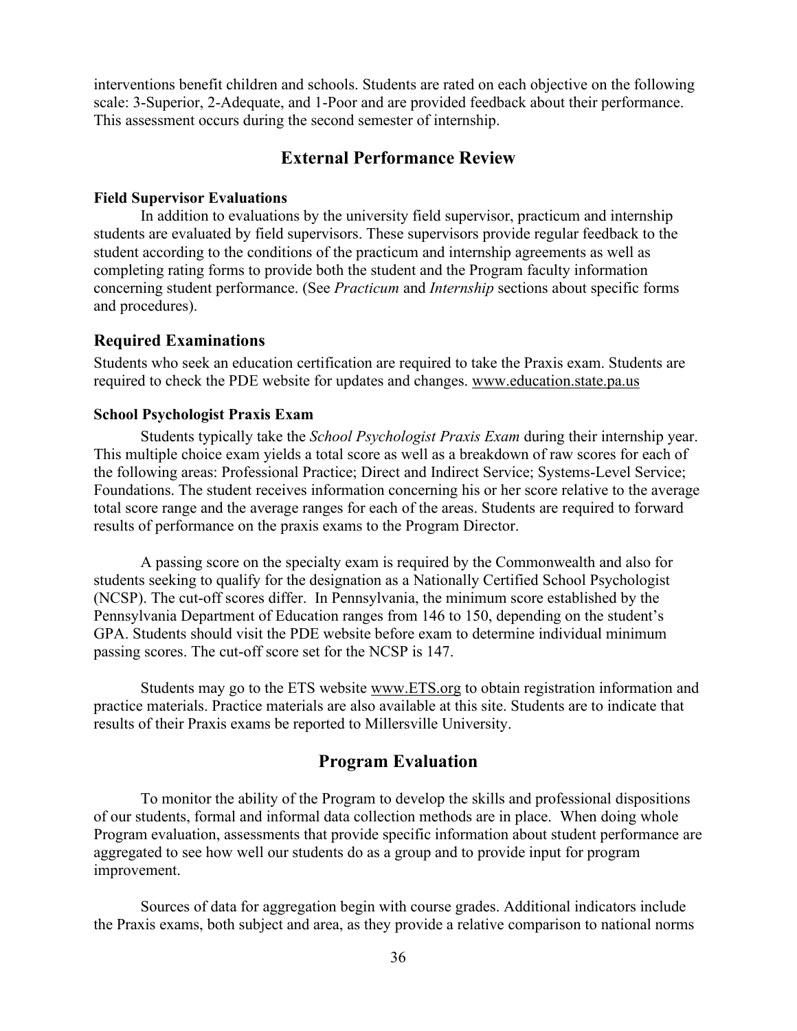interventions benefit children and schools. Students are rated on each objective on the following scale: 3-Superior, 2-Adequate, and 1-Poor and are provided feedback about their performance. This assessment occurs during the second semester of internship.

## External Performance Review

#### Field Supervisor Evaluations

In addition to evaluations by the university field supervisor, practicum and internship students are evaluated by field supervisors. These supervisors provide regular feedback to the student according to the conditions of the practicum and internship agreements as well as completing rating forms to provide both the student and the Program faculty information concerning student performance. (See *Practicum* and *Internship* sections about specific forms and procedures).

### Required Examinations

Students who seek an education certification are required to take the Praxis exam. Students are required to check the PDE website for updates and changes. www.education.state.pa.us

#### School Psychologist Praxis Exam

Students typically take the *School Psychologist Praxis Exam* during their internship year. This multiple choice exam yields a total score as well as a breakdown of raw scores for each of the following areas: Professional Practice; Direct and Indirect Service; Systems-Level Service; Foundations. The student receives information concerning his or her score relative to the average total score range and the average ranges for each of the areas. Students are required to forward results of performance on the praxis exams to the Program Director.

A passing score on the specialty exam is required by the Commonwealth and also for students seeking to qualify for the designation as a Nationally Certified School Psychologist (NCSP). The cut-off scores differ. In Pennsylvania, the minimum score established by the Pennsylvania Department of Education ranges from 146 to 150, depending on the student's GPA. Students should visit the PDE website before exam to determine individual minimum passing scores. The cut-off score set for the NCSP is 147.

Students may go to the ETS website www.ETS.org to obtain registration information and practice materials. Practice materials are also available at this site. Students are to indicate that results of their Praxis exams be reported to Millersville University.

## Program Evaluation

To monitor the ability of the Program to develop the skills and professional dispositions of our students, formal and informal data collection methods are in place. When doing whole Program evaluation, assessments that provide specific information about student performance are aggregated to see how well our students do as a group and to provide input for program improvement.

Sources of data for aggregation begin with course grades. Additional indicators include the Praxis exams, both subject and area, as they provide a relative comparison to national norms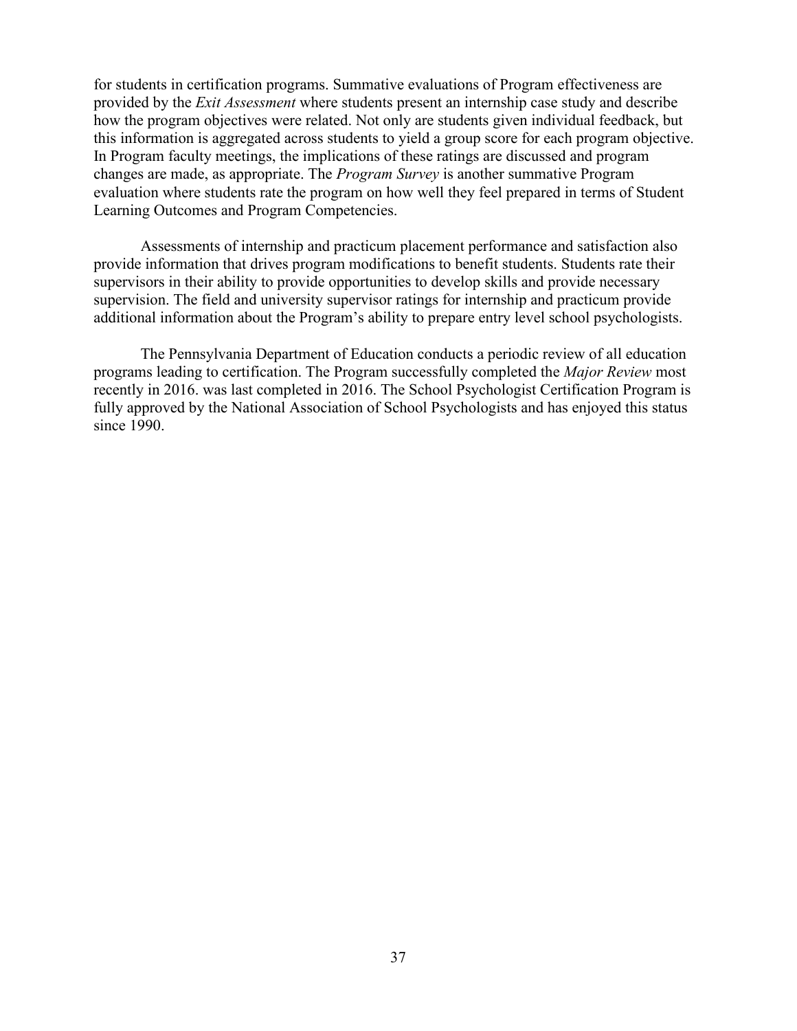for students in certification programs. Summative evaluations of Program effectiveness are provided by the *Exit Assessment* where students present an internship case study and describe how the program objectives were related. Not only are students given individual feedback, but this information is aggregated across students to yield a group score for each program objective. In Program faculty meetings, the implications of these ratings are discussed and program changes are made, as appropriate. The *Program Survey* is another summative Program evaluation where students rate the program on how well they feel prepared in terms of Student Learning Outcomes and Program Competencies.

Assessments of internship and practicum placement performance and satisfaction also provide information that drives program modifications to benefit students. Students rate their supervisors in their ability to provide opportunities to develop skills and provide necessary supervision. The field and university supervisor ratings for internship and practicum provide additional information about the Program's ability to prepare entry level school psychologists.

The Pennsylvania Department of Education conducts a periodic review of all education programs leading to certification. The Program successfully completed the *Major Review* most recently in 2016. was last completed in 2016. The School Psychologist Certification Program is fully approved by the National Association of School Psychologists and has enjoyed this status since 1990.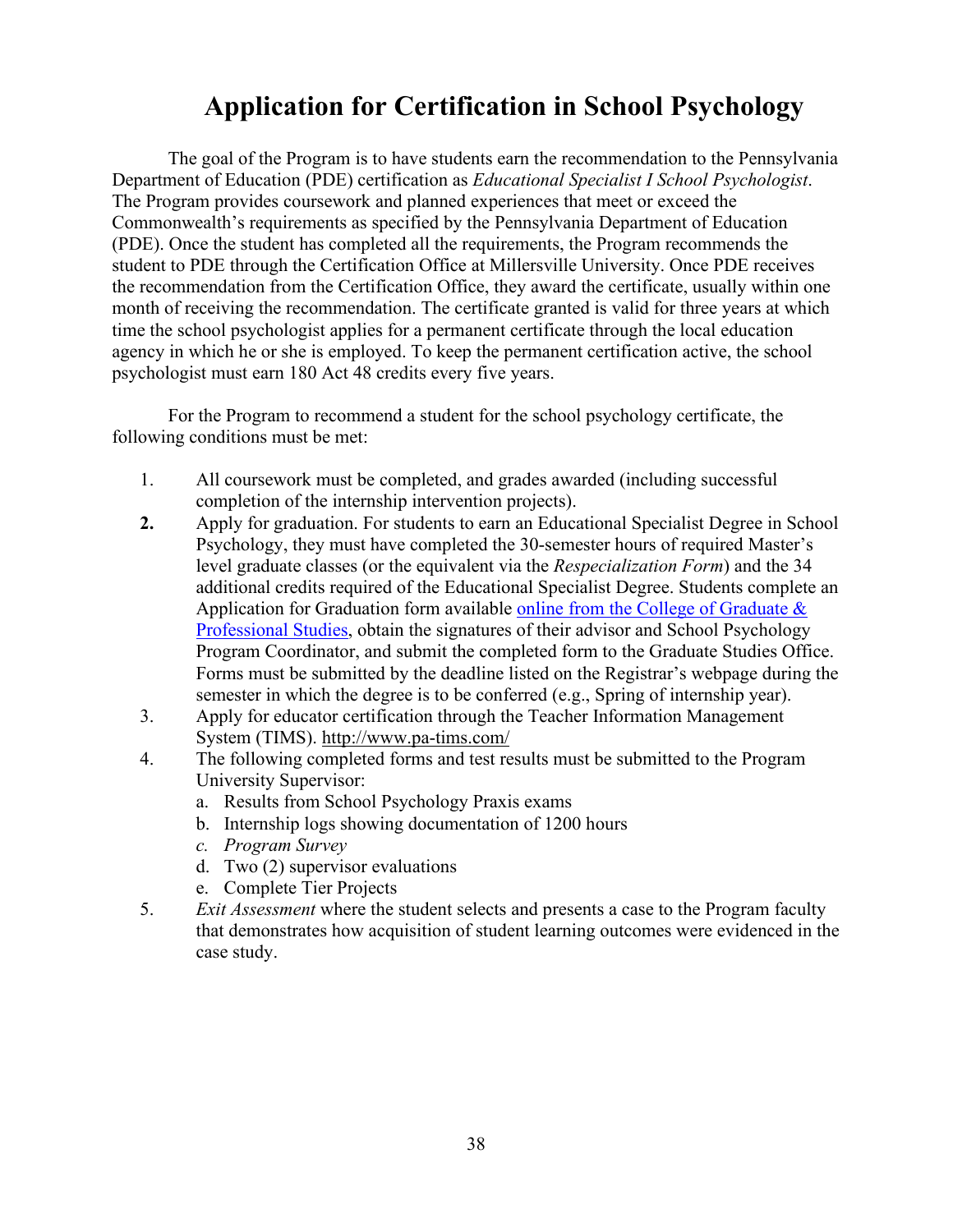# Application for Certification in School Psychology

The goal of the Program is to have students earn the recommendation to the Pennsylvania Department of Education (PDE) certification as *Educational Specialist I School Psychologist*. The Program provides coursework and planned experiences that meet or exceed the Commonwealth's requirements as specified by the Pennsylvania Department of Education (PDE). Once the student has completed all the requirements, the Program recommends the student to PDE through the Certification Office at Millersville University. Once PDE receives the recommendation from the Certification Office, they award the certificate, usually within one month of receiving the recommendation. The certificate granted is valid for three years at which time the school psychologist applies for a permanent certificate through the local education agency in which he or she is employed. To keep the permanent certification active, the school psychologist must earn 180 Act 48 credits every five years.

For the Program to recommend a student for the school psychology certificate, the following conditions must be met:

1. All coursework must be completed, and grades awarded (including successful completion of the internship intervention projects).
2. Apply for graduation. For students to earn an Educational Specialist Degree in School Psychology, they must have completed the 30-semester hours of required Master's level graduate classes (or the equivalent via the *Respecialization Form*) and the 34 additional credits required of the Educational Specialist Degree. Students complete an Application for Graduation form available [online from the College of Graduate & Professional Studies](), obtain the signatures of their advisor and School Psychology Program Coordinator, and submit the completed form to the Graduate Studies Office. Forms must be submitted by the deadline listed on the Registrar's webpage during the semester in which the degree is to be conferred (e.g., Spring of internship year).
3. Apply for educator certification through the Teacher Information Management System (TIMS). http://www.pa-tims.com/
4. The following completed forms and test results must be submitted to the Program University Supervisor:
   a. Results from School Psychology Praxis exams
   b. Internship logs showing documentation of 1200 hours
   c. *Program Survey*
   d. Two (2) supervisor evaluations
   e. Complete Tier Projects
5. *Exit Assessment* where the student selects and presents a case to the Program faculty that demonstrates how acquisition of student learning outcomes were evidenced in the case study.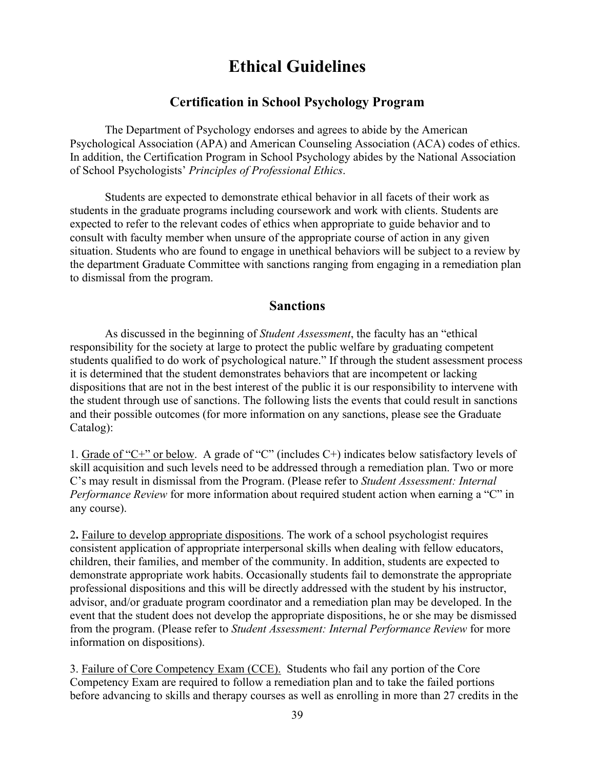# Ethical Guidelines

## Certification in School Psychology Program

The Department of Psychology endorses and agrees to abide by the American Psychological Association (APA) and American Counseling Association (ACA) codes of ethics. In addition, the Certification Program in School Psychology abides by the National Association of School Psychologists' *Principles of Professional Ethics*.

Students are expected to demonstrate ethical behavior in all facets of their work as students in the graduate programs including coursework and work with clients. Students are expected to refer to the relevant codes of ethics when appropriate to guide behavior and to consult with faculty member when unsure of the appropriate course of action in any given situation. Students who are found to engage in unethical behaviors will be subject to a review by the department Graduate Committee with sanctions ranging from engaging in a remediation plan to dismissal from the program.

## Sanctions

As discussed in the beginning of *Student Assessment*, the faculty has an "ethical responsibility for the society at large to protect the public welfare by graduating competent students qualified to do work of psychological nature." If through the student assessment process it is determined that the student demonstrates behaviors that are incompetent or lacking dispositions that are not in the best interest of the public it is our responsibility to intervene with the student through use of sanctions. The following lists the events that could result in sanctions and their possible outcomes (for more information on any sanctions, please see the Graduate Catalog):

1. <u>Grade of "C+" or below</u>. A grade of "C" (includes C+) indicates below satisfactory levels of skill acquisition and such levels need to be addressed through a remediation plan. Two or more C's may result in dismissal from the Program. (Please refer to *Student Assessment: Internal Performance Review* for more information about required student action when earning a "C" in any course).

2. <u>Failure to develop appropriate dispositions</u>. The work of a school psychologist requires consistent application of appropriate interpersonal skills when dealing with fellow educators, children, their families, and member of the community. In addition, students are expected to demonstrate appropriate work habits. Occasionally students fail to demonstrate the appropriate professional dispositions and this will be directly addressed with the student by his instructor, advisor, and/or graduate program coordinator and a remediation plan may be developed. In the event that the student does not develop the appropriate dispositions, he or she may be dismissed from the program. (Please refer to *Student Assessment: Internal Performance Review* for more information on dispositions).

3. <u>Failure of Core Competency Exam (CCE).</u> Students who fail any portion of the Core Competency Exam are required to follow a remediation plan and to take the failed portions before advancing to skills and therapy courses as well as enrolling in more than 27 credits in the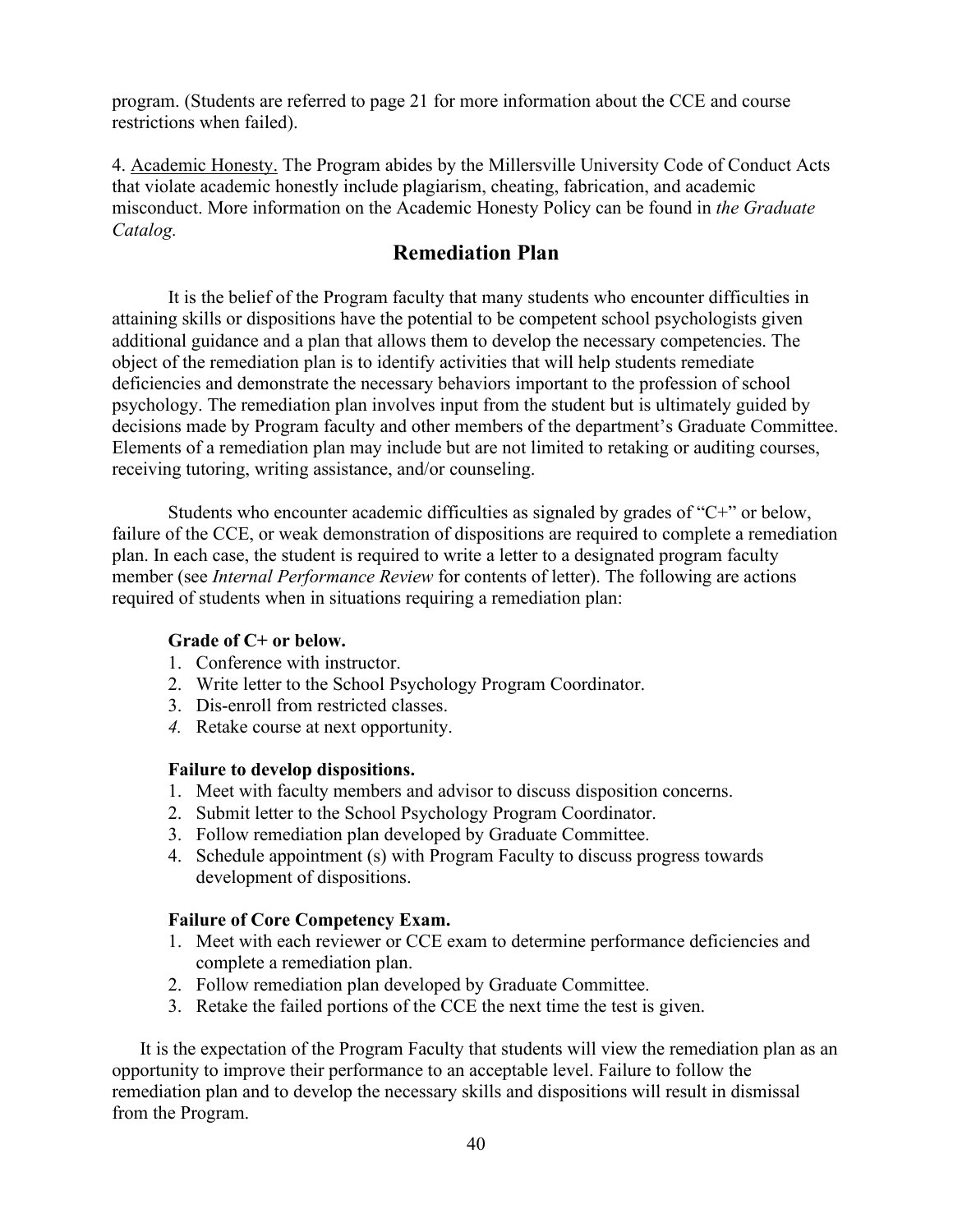program. (Students are referred to page 21 for more information about the CCE and course restrictions when failed).

4. Academic Honesty. The Program abides by the Millersville University Code of Conduct Acts that violate academic honestly include plagiarism, cheating, fabrication, and academic misconduct. More information on the Academic Honesty Policy can be found in *the Graduate Catalog.*

## Remediation Plan

It is the belief of the Program faculty that many students who encounter difficulties in attaining skills or dispositions have the potential to be competent school psychologists given additional guidance and a plan that allows them to develop the necessary competencies. The object of the remediation plan is to identify activities that will help students remediate deficiencies and demonstrate the necessary behaviors important to the profession of school psychology. The remediation plan involves input from the student but is ultimately guided by decisions made by Program faculty and other members of the department's Graduate Committee. Elements of a remediation plan may include but are not limited to retaking or auditing courses, receiving tutoring, writing assistance, and/or counseling.

Students who encounter academic difficulties as signaled by grades of "C+" or below, failure of the CCE, or weak demonstration of dispositions are required to complete a remediation plan. In each case, the student is required to write a letter to a designated program faculty member (see *Internal Performance Review* for contents of letter). The following are actions required of students when in situations requiring a remediation plan:

**Grade of C+ or below.**

1. Conference with instructor.
2. Write letter to the School Psychology Program Coordinator.
3. Dis-enroll from restricted classes.
4. Retake course at next opportunity.

**Failure to develop dispositions.**

1. Meet with faculty members and advisor to discuss disposition concerns.
2. Submit letter to the School Psychology Program Coordinator.
3. Follow remediation plan developed by Graduate Committee.
4. Schedule appointment (s) with Program Faculty to discuss progress towards development of dispositions.

**Failure of Core Competency Exam.**

1. Meet with each reviewer or CCE exam to determine performance deficiencies and complete a remediation plan.
2. Follow remediation plan developed by Graduate Committee.
3. Retake the failed portions of the CCE the next time the test is given.

It is the expectation of the Program Faculty that students will view the remediation plan as an opportunity to improve their performance to an acceptable level. Failure to follow the remediation plan and to develop the necessary skills and dispositions will result in dismissal from the Program.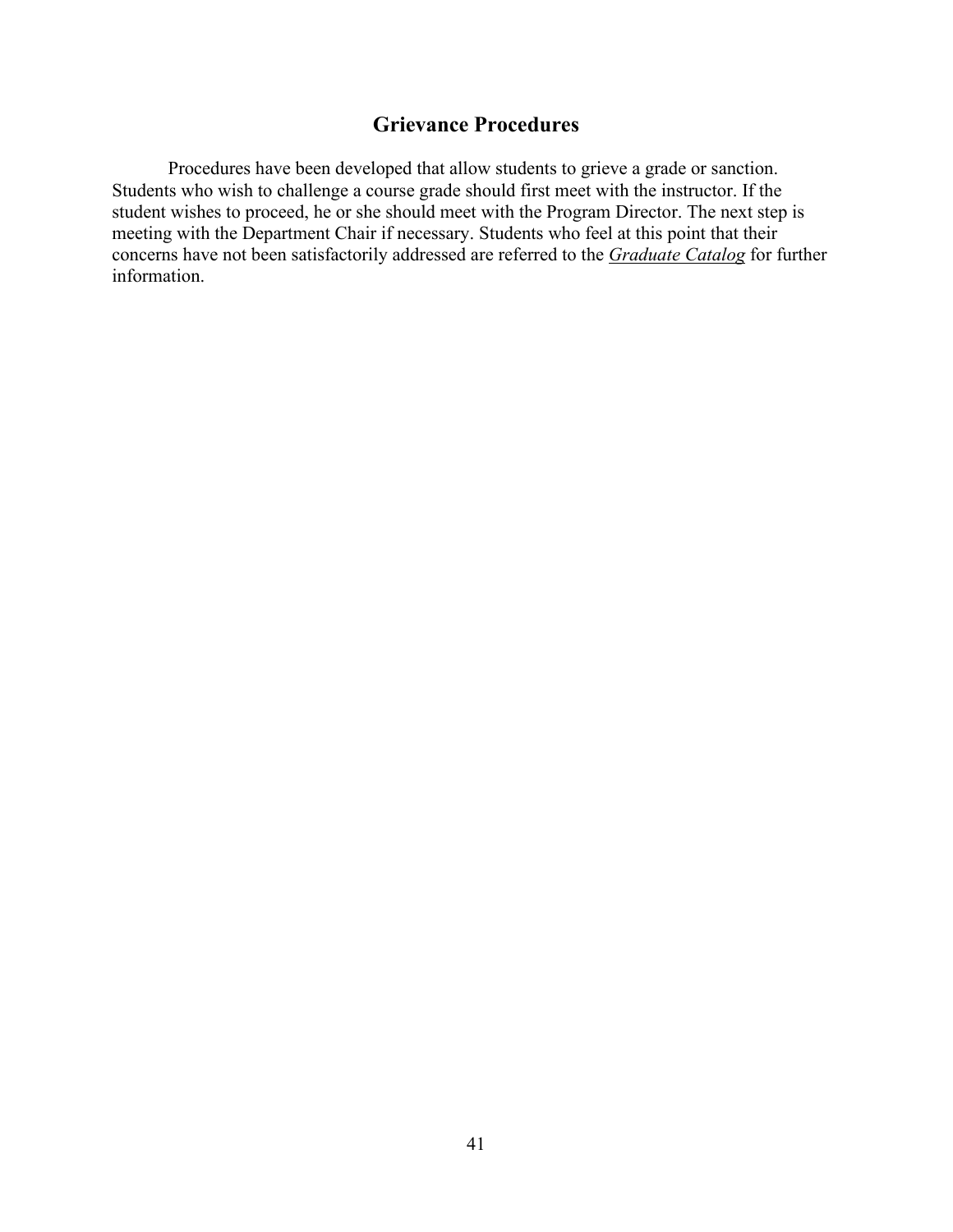## Grievance Procedures

Procedures have been developed that allow students to grieve a grade or sanction. Students who wish to challenge a course grade should first meet with the instructor. If the student wishes to proceed, he or she should meet with the Program Director. The next step is meeting with the Department Chair if necessary. Students who feel at this point that their concerns have not been satisfactorily addressed are referred to the *Graduate Catalog* for further information.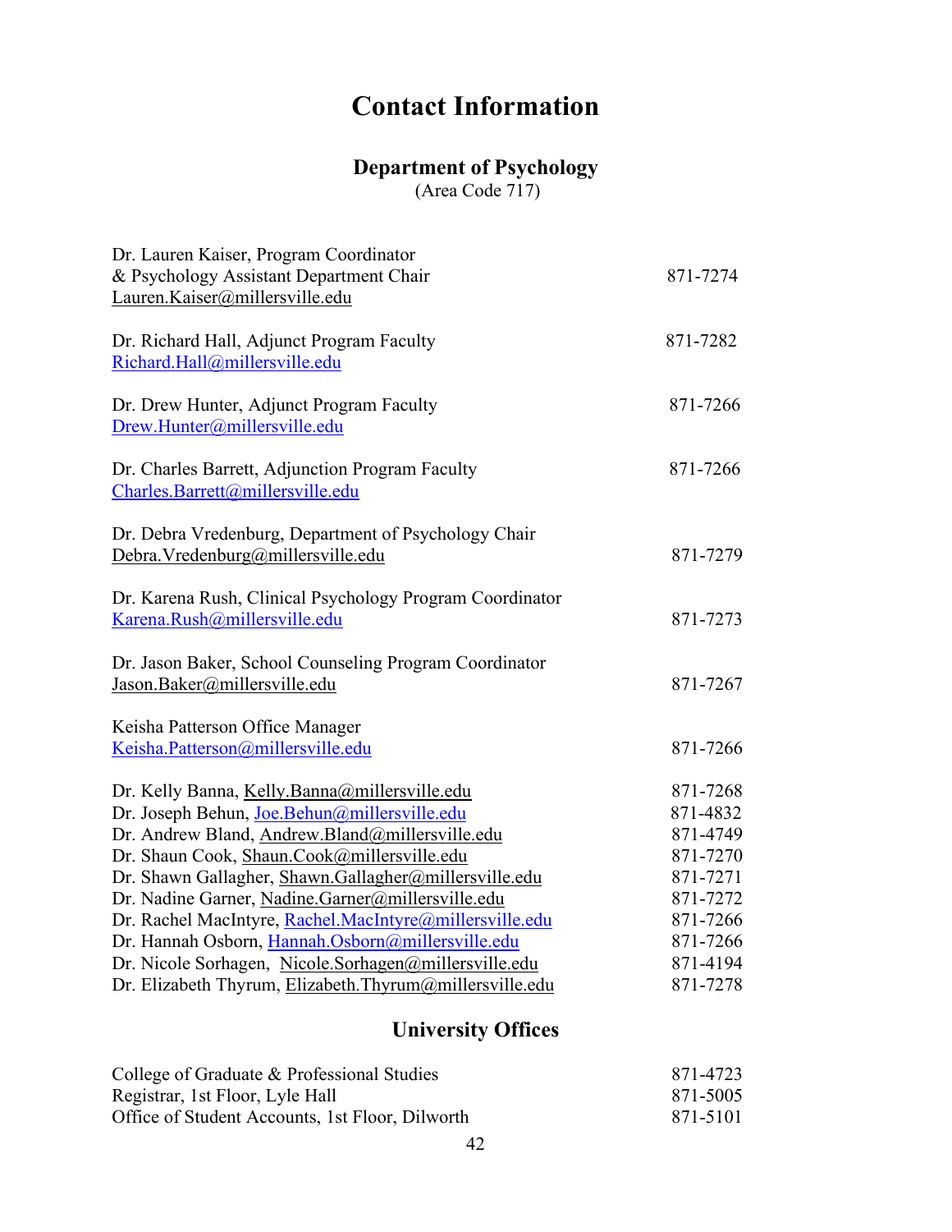# Contact Information

## Department of Psychology

(Area Code 717)

Dr. Lauren Kaiser, Program Coordinator
& Psychology Assistant Department Chair — 871-7274
Lauren.Kaiser@millersville.edu

Dr. Richard Hall, Adjunct Program Faculty — 871-7282
Richard.Hall@millersville.edu

Dr. Drew Hunter, Adjunct Program Faculty — 871-7266
Drew.Hunter@millersville.edu

Dr. Charles Barrett, Adjunction Program Faculty — 871-7266
Charles.Barrett@millersville.edu

Dr. Debra Vredenburg, Department of Psychology Chair
Debra.Vredenburg@millersville.edu — 871-7279

Dr. Karena Rush, Clinical Psychology Program Coordinator
Karena.Rush@millersville.edu — 871-7273

Dr. Jason Baker, School Counseling Program Coordinator
Jason.Baker@millersville.edu — 871-7267

Keisha Patterson Office Manager
Keisha.Patterson@millersville.edu — 871-7266

| | |
|---|---|
| Dr. Kelly Banna, Kelly.Banna@millersville.edu | 871-7268 |
| Dr. Joseph Behun, Joe.Behun@millersville.edu | 871-4832 |
| Dr. Andrew Bland, Andrew.Bland@millersville.edu | 871-4749 |
| Dr. Shaun Cook, Shaun.Cook@millersville.edu | 871-7270 |
| Dr. Shawn Gallagher, Shawn.Gallagher@millersville.edu | 871-7271 |
| Dr. Nadine Garner, Nadine.Garner@millersville.edu | 871-7272 |
| Dr. Rachel MacIntyre, Rachel.MacIntyre@millersville.edu | 871-7266 |
| Dr. Hannah Osborn, Hannah.Osborn@millersville.edu | 871-7266 |
| Dr. Nicole Sorhagen, Nicole.Sorhagen@millersville.edu | 871-4194 |
| Dr. Elizabeth Thyrum, Elizabeth.Thyrum@millersville.edu | 871-7278 |

## University Offices

| | |
|---|---|
| College of Graduate & Professional Studies | 871-4723 |
| Registrar, 1st Floor, Lyle Hall | 871-5005 |
| Office of Student Accounts, 1st Floor, Dilworth | 871-5101 |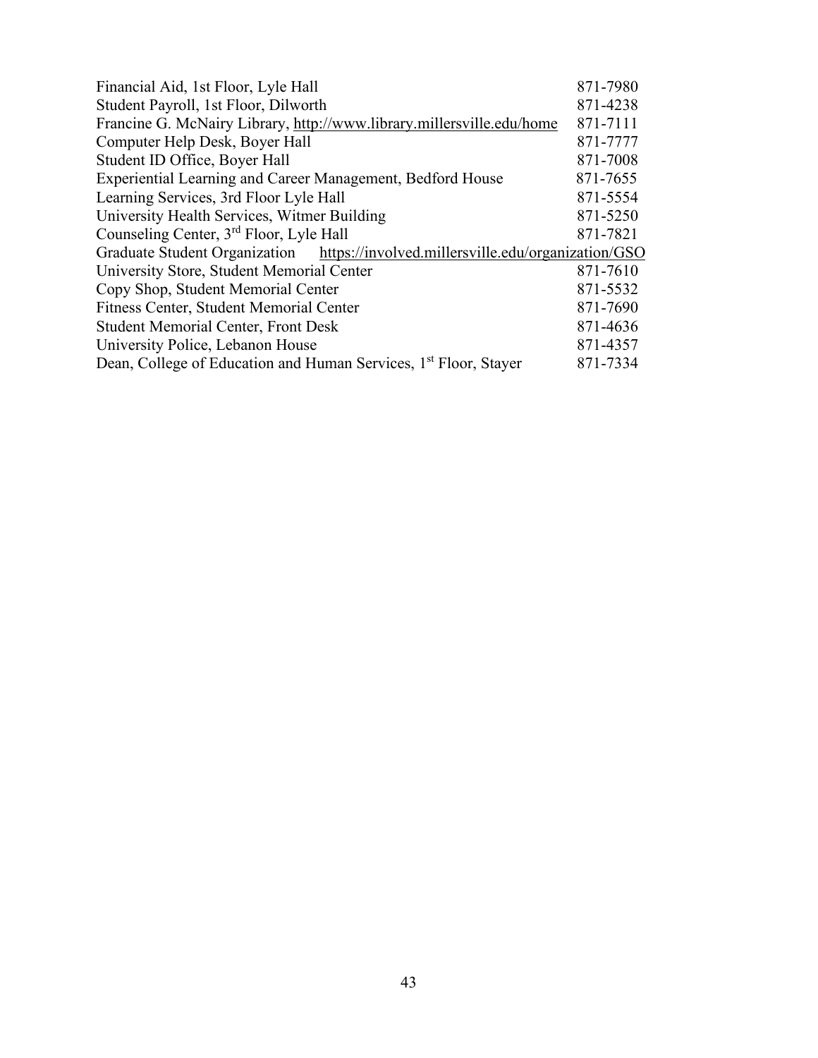| | |
|---|---|
| Financial Aid, 1st Floor, Lyle Hall | 871-7980 |
| Student Payroll, 1st Floor, Dilworth | 871-4238 |
| Francine G. McNairy Library, http://www.library.millersville.edu/home | 871-7111 |
| Computer Help Desk, Boyer Hall | 871-7777 |
| Student ID Office, Boyer Hall | 871-7008 |
| Experiential Learning and Career Management, Bedford House | 871-7655 |
| Learning Services, 3rd Floor Lyle Hall | 871-5554 |
| University Health Services, Witmer Building | 871-5250 |
| Counseling Center, 3rd Floor, Lyle Hall | 871-7821 |
| Graduate Student Organization https://involved.millersville.edu/organization/GSO | |
| University Store, Student Memorial Center | 871-7610 |
| Copy Shop, Student Memorial Center | 871-5532 |
| Fitness Center, Student Memorial Center | 871-7690 |
| Student Memorial Center, Front Desk | 871-4636 |
| University Police, Lebanon House | 871-4357 |
| Dean, College of Education and Human Services, 1st Floor, Stayer | 871-7334 |